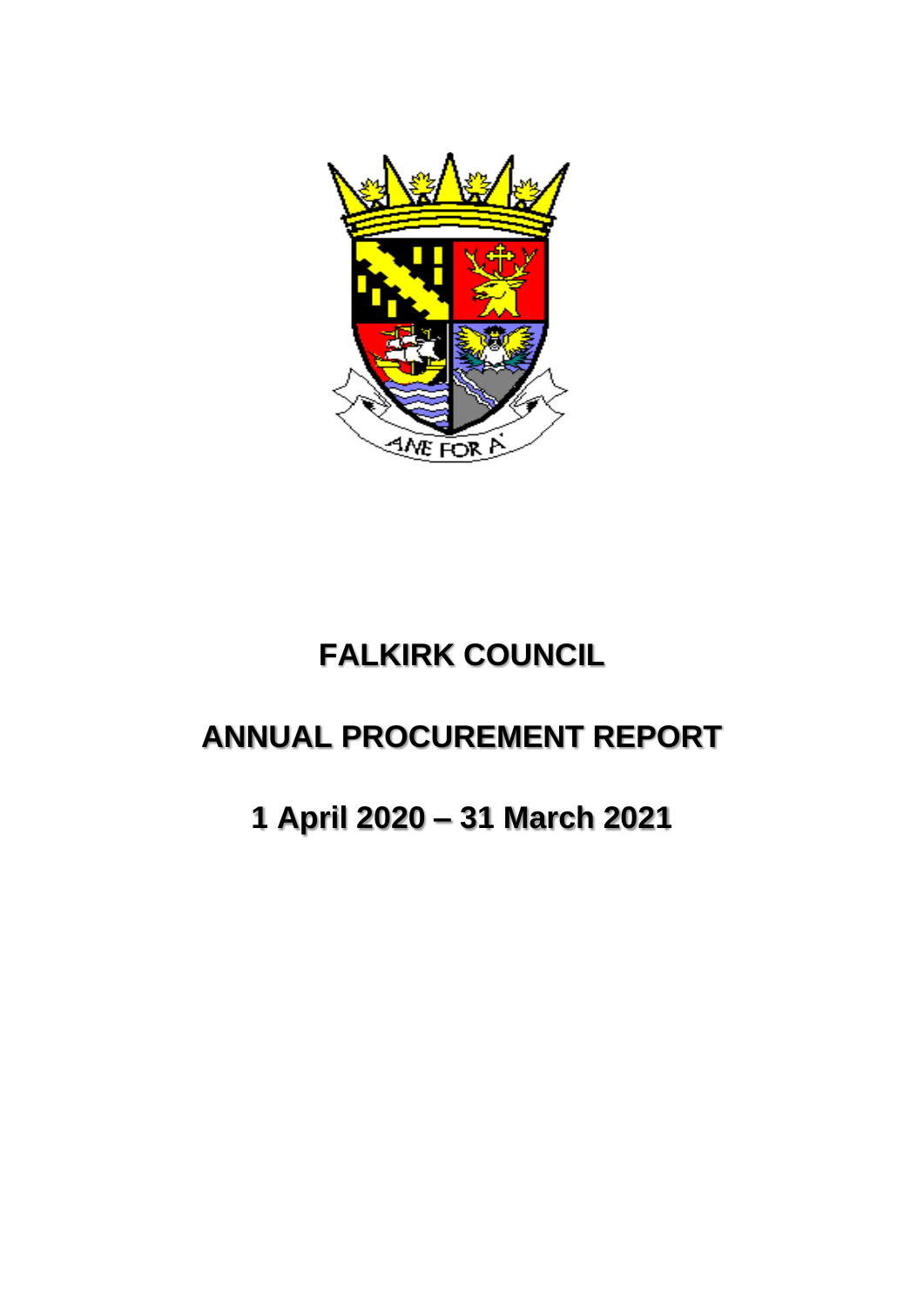# FALKIRK COUNCIL

# ANNUAL PROCUREMENT REPORT

# 1 April 2020 – 31 March 2021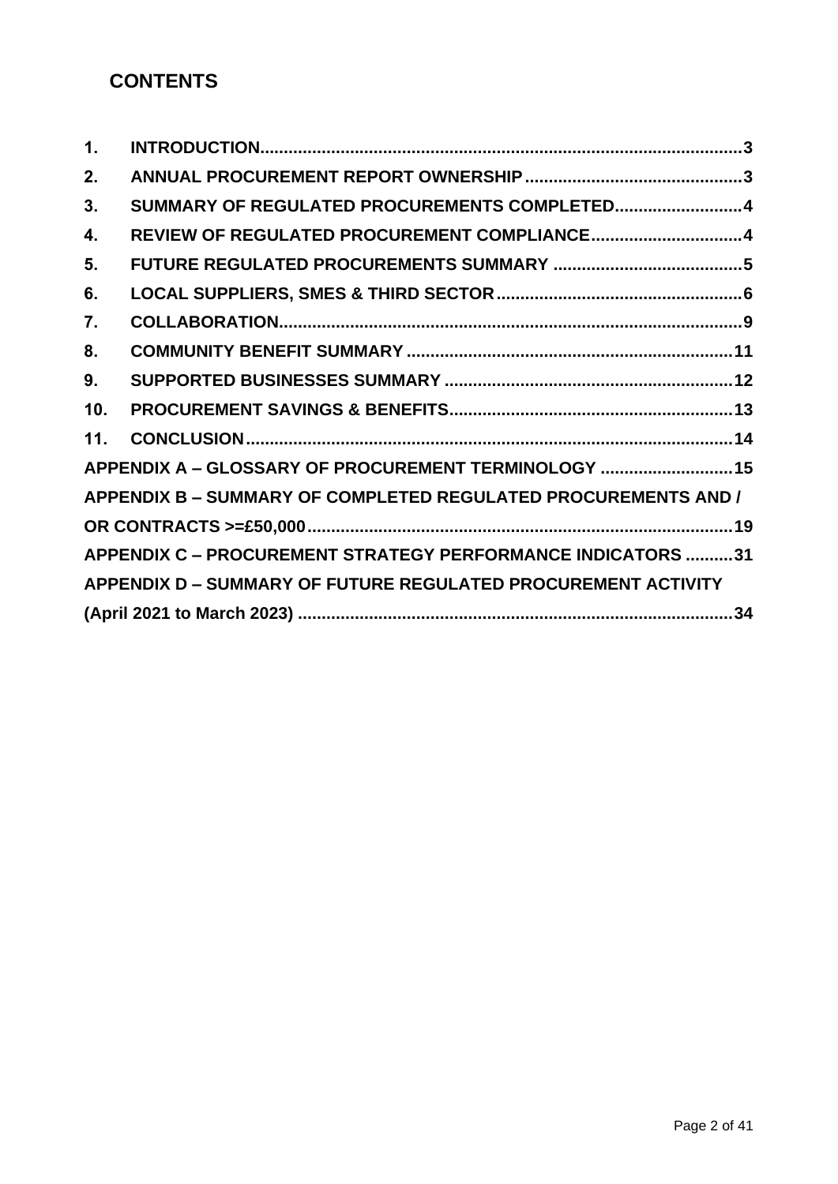## CONTENTS

1. INTRODUCTION......................................................................................................3
2. ANNUAL PROCUREMENT REPORT OWNERSHIP..............................................3
3. SUMMARY OF REGULATED PROCUREMENTS COMPLETED...........................4
4. REVIEW OF REGULATED PROCUREMENT COMPLIANCE................................4
5. FUTURE REGULATED PROCUREMENTS SUMMARY ........................................5
6. LOCAL SUPPLIERS, SMES & THIRD SECTOR....................................................6
7. COLLABORATION.................................................................................................9
8. COMMUNITY BENEFIT SUMMARY ....................................................................11
9. SUPPORTED BUSINESSES SUMMARY .............................................................12
10. PROCUREMENT SAVINGS & BENEFITS............................................................13
11. CONCLUSION.......................................................................................................14

APPENDIX A – GLOSSARY OF PROCUREMENT TERMINOLOGY ............................15

APPENDIX B – SUMMARY OF COMPLETED REGULATED PROCUREMENTS AND / OR CONTRACTS >=£50,000..........................................................................................19

APPENDIX C – PROCUREMENT STRATEGY PERFORMANCE INDICATORS ..........31

APPENDIX D – SUMMARY OF FUTURE REGULATED PROCUREMENT ACTIVITY (April 2021 to March 2023) ............................................................................................34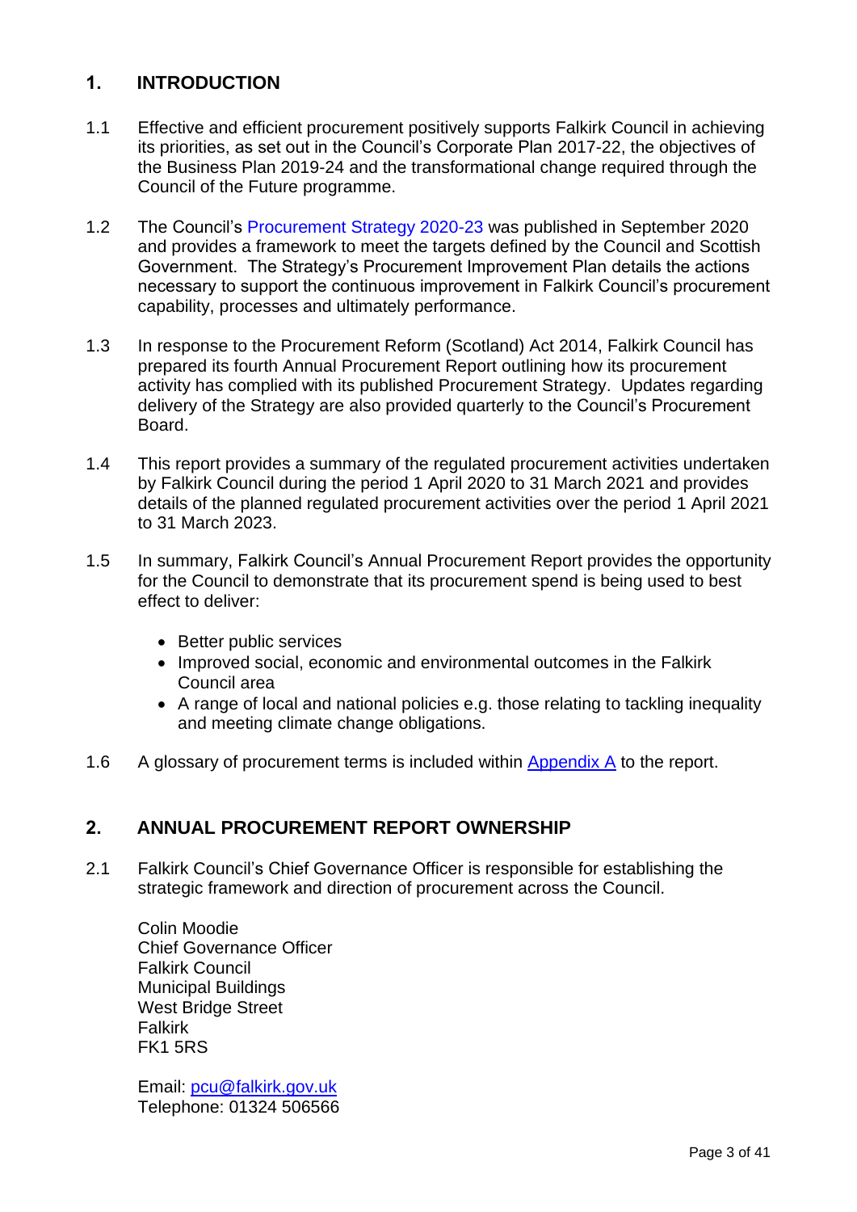## 1. INTRODUCTION

1.1 Effective and efficient procurement positively supports Falkirk Council in achieving its priorities, as set out in the Council's Corporate Plan 2017-22, the objectives of the Business Plan 2019-24 and the transformational change required through the Council of the Future programme.

1.2 The Council's Procurement Strategy 2020-23 was published in September 2020 and provides a framework to meet the targets defined by the Council and Scottish Government. The Strategy's Procurement Improvement Plan details the actions necessary to support the continuous improvement in Falkirk Council's procurement capability, processes and ultimately performance.

1.3 In response to the Procurement Reform (Scotland) Act 2014, Falkirk Council has prepared its fourth Annual Procurement Report outlining how its procurement activity has complied with its published Procurement Strategy. Updates regarding delivery of the Strategy are also provided quarterly to the Council's Procurement Board.

1.4 This report provides a summary of the regulated procurement activities undertaken by Falkirk Council during the period 1 April 2020 to 31 March 2021 and provides details of the planned regulated procurement activities over the period 1 April 2021 to 31 March 2023.

1.5 In summary, Falkirk Council's Annual Procurement Report provides the opportunity for the Council to demonstrate that its procurement spend is being used to best effect to deliver:

- Better public services
- Improved social, economic and environmental outcomes in the Falkirk Council area
- A range of local and national policies e.g. those relating to tackling inequality and meeting climate change obligations.

1.6 A glossary of procurement terms is included within Appendix A to the report.

## 2. ANNUAL PROCUREMENT REPORT OWNERSHIP

2.1 Falkirk Council's Chief Governance Officer is responsible for establishing the strategic framework and direction of procurement across the Council.

Colin Moodie
Chief Governance Officer
Falkirk Council
Municipal Buildings
West Bridge Street
Falkirk
FK1 5RS

Email: pcu@falkirk.gov.uk
Telephone: 01324 506566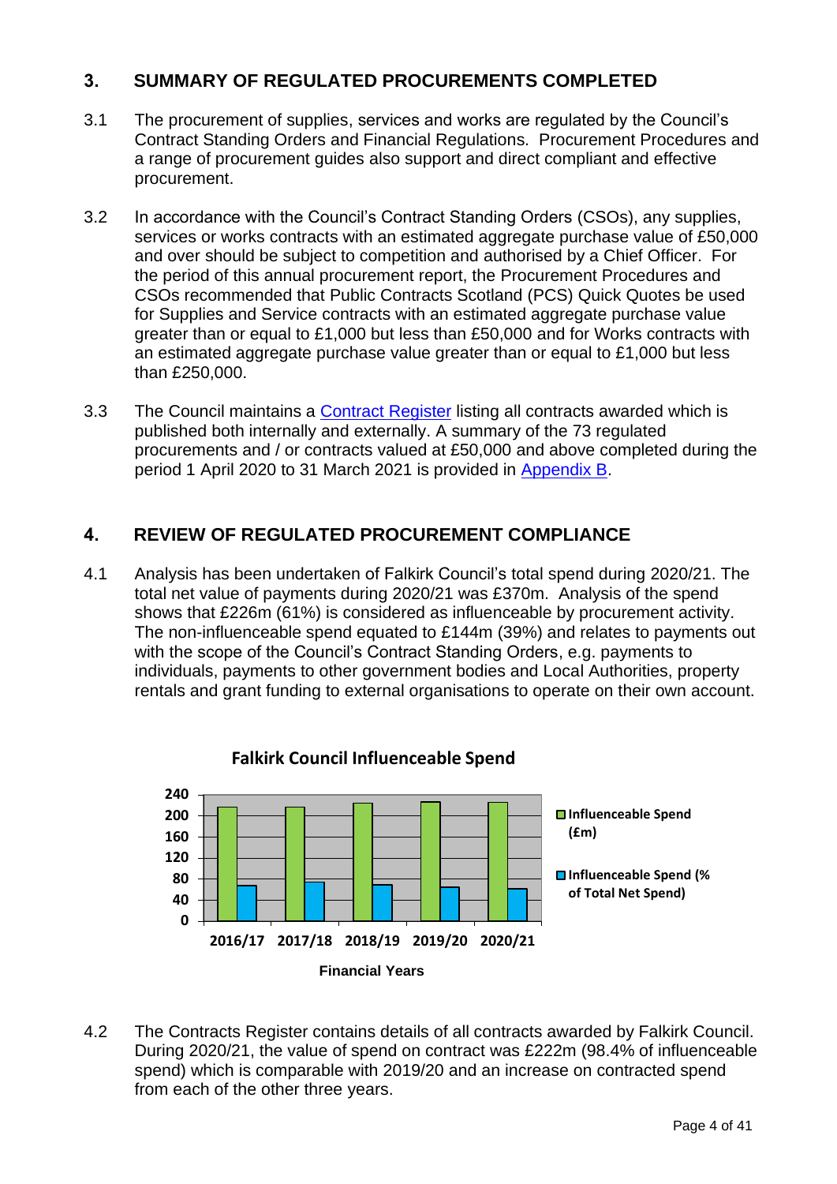## 3. SUMMARY OF REGULATED PROCUREMENTS COMPLETED

3.1 The procurement of supplies, services and works are regulated by the Council's Contract Standing Orders and Financial Regulations. Procurement Procedures and a range of procurement guides also support and direct compliant and effective procurement.

3.2 In accordance with the Council's Contract Standing Orders (CSOs), any supplies, services or works contracts with an estimated aggregate purchase value of £50,000 and over should be subject to competition and authorised by a Chief Officer. For the period of this annual procurement report, the Procurement Procedures and CSOs recommended that Public Contracts Scotland (PCS) Quick Quotes be used for Supplies and Service contracts with an estimated aggregate purchase value greater than or equal to £1,000 but less than £50,000 and for Works contracts with an estimated aggregate purchase value greater than or equal to £1,000 but less than £250,000.

3.3 The Council maintains a Contract Register listing all contracts awarded which is published both internally and externally. A summary of the 73 regulated procurements and / or contracts valued at £50,000 and above completed during the period 1 April 2020 to 31 March 2021 is provided in Appendix B.

## 4. REVIEW OF REGULATED PROCUREMENT COMPLIANCE

4.1 Analysis has been undertaken of Falkirk Council's total spend during 2020/21. The total net value of payments during 2020/21 was £370m. Analysis of the spend shows that £226m (61%) is considered as influenceable by procurement activity. The non-influenceable spend equated to £144m (39%) and relates to payments out with the scope of the Council's Contract Standing Orders, e.g. payments to individuals, payments to other government bodies and Local Authorities, property rentals and grant funding to external organisations to operate on their own account.

**Falkirk Council Influenceable Spend**

Legend: Influenceable Spend (£m); Influenceable Spend (% of Total Net Spend)

Financial Years: 2016/17, 2017/18, 2018/19, 2019/20, 2020/21

4.2 The Contracts Register contains details of all contracts awarded by Falkirk Council. During 2020/21, the value of spend on contract was £222m (98.4% of influenceable spend) which is comparable with 2019/20 and an increase on contracted spend from each of the other three years.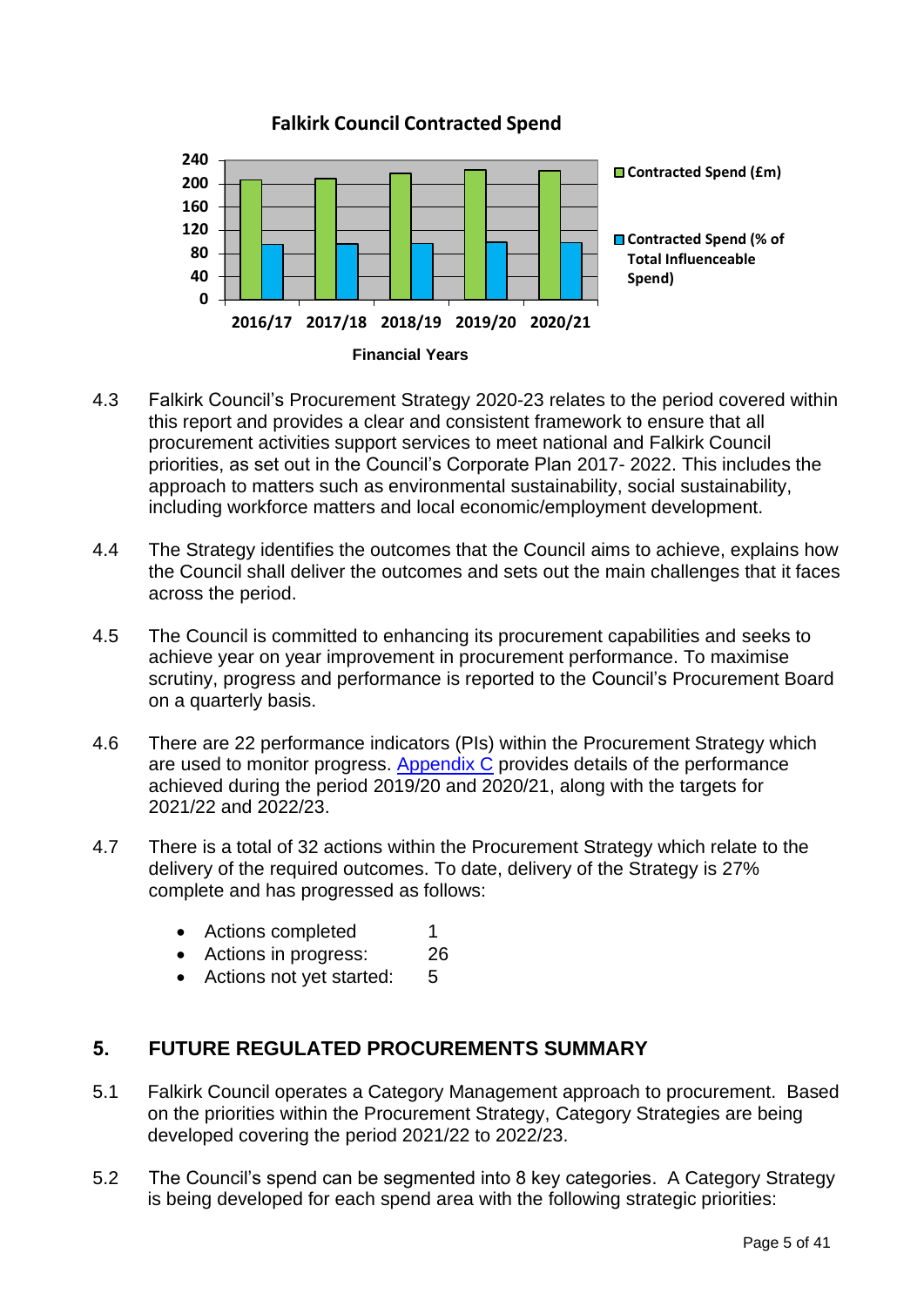**Falkirk Council Contracted Spend**

4.3 Falkirk Council's Procurement Strategy 2020-23 relates to the period covered within this report and provides a clear and consistent framework to ensure that all procurement activities support services to meet national and Falkirk Council priorities, as set out in the Council's Corporate Plan 2017- 2022. This includes the approach to matters such as environmental sustainability, social sustainability, including workforce matters and local economic/employment development.

4.4 The Strategy identifies the outcomes that the Council aims to achieve, explains how the Council shall deliver the outcomes and sets out the main challenges that it faces across the period.

4.5 The Council is committed to enhancing its procurement capabilities and seeks to achieve year on year improvement in procurement performance. To maximise scrutiny, progress and performance is reported to the Council's Procurement Board on a quarterly basis.

4.6 There are 22 performance indicators (PIs) within the Procurement Strategy which are used to monitor progress. Appendix C provides details of the performance achieved during the period 2019/20 and 2020/21, along with the targets for 2021/22 and 2022/23.

4.7 There is a total of 32 actions within the Procurement Strategy which relate to the delivery of the required outcomes. To date, delivery of the Strategy is 27% complete and has progressed as follows:

- Actions completed 1
- Actions in progress: 26
- Actions not yet started: 5

## 5. FUTURE REGULATED PROCUREMENTS SUMMARY

5.1 Falkirk Council operates a Category Management approach to procurement. Based on the priorities within the Procurement Strategy, Category Strategies are being developed covering the period 2021/22 to 2022/23.

5.2 The Council's spend can be segmented into 8 key categories. A Category Strategy is being developed for each spend area with the following strategic priorities: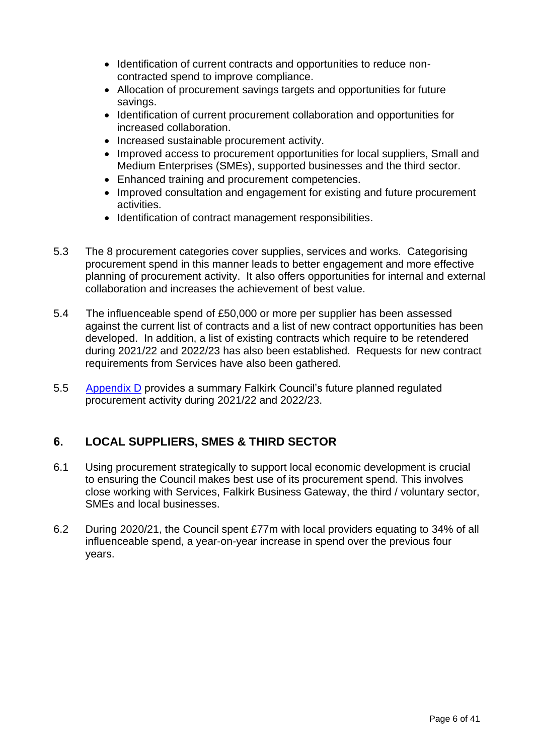- Identification of current contracts and opportunities to reduce non-contracted spend to improve compliance.
- Allocation of procurement savings targets and opportunities for future savings.
- Identification of current procurement collaboration and opportunities for increased collaboration.
- Increased sustainable procurement activity.
- Improved access to procurement opportunities for local suppliers, Small and Medium Enterprises (SMEs), supported businesses and the third sector.
- Enhanced training and procurement competencies.
- Improved consultation and engagement for existing and future procurement activities.
- Identification of contract management responsibilities.

5.3 The 8 procurement categories cover supplies, services and works. Categorising procurement spend in this manner leads to better engagement and more effective planning of procurement activity. It also offers opportunities for internal and external collaboration and increases the achievement of best value.

5.4 The influenceable spend of £50,000 or more per supplier has been assessed against the current list of contracts and a list of new contract opportunities has been developed. In addition, a list of existing contracts which require to be retendered during 2021/22 and 2022/23 has also been established. Requests for new contract requirements from Services have also been gathered.

5.5 Appendix D provides a summary Falkirk Council's future planned regulated procurement activity during 2021/22 and 2022/23.

## 6. LOCAL SUPPLIERS, SMES & THIRD SECTOR

6.1 Using procurement strategically to support local economic development is crucial to ensuring the Council makes best use of its procurement spend. This involves close working with Services, Falkirk Business Gateway, the third / voluntary sector, SMEs and local businesses.

6.2 During 2020/21, the Council spent £77m with local providers equating to 34% of all influenceable spend, a year-on-year increase in spend over the previous four years.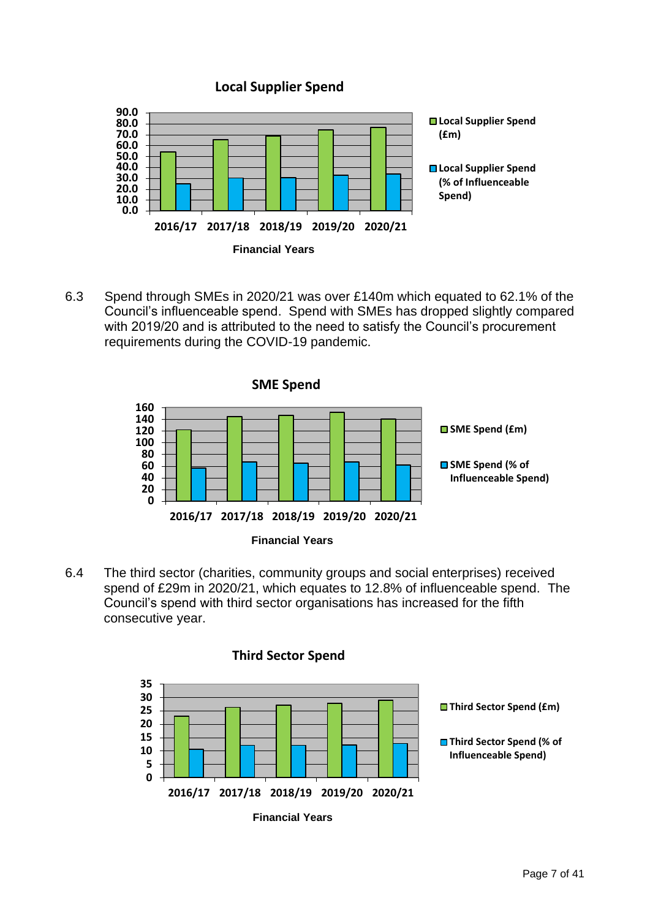**Local Supplier Spend**

90.0
80.0
70.0
60.0
50.0
40.0
30.0
20.0
10.0
0.0

2016/17 2017/18 2018/19 2019/20 2020/21

Financial Years

Local Supplier Spend (£m)

Local Supplier Spend (% of Influenceable Spend)

6.3 Spend through SMEs in 2020/21 was over £140m which equated to 62.1% of the Council's influenceable spend. Spend with SMEs has dropped slightly compared with 2019/20 and is attributed to the need to satisfy the Council's procurement requirements during the COVID-19 pandemic.

**SME Spend**

160
140
120
100
80
60
40
20
0

2016/17 2017/18 2018/19 2019/20 2020/21

Financial Years

SME Spend (£m)

SME Spend (% of Influenceable Spend)

6.4 The third sector (charities, community groups and social enterprises) received spend of £29m in 2020/21, which equates to 12.8% of influenceable spend. The Council's spend with third sector organisations has increased for the fifth consecutive year.

**Third Sector Spend**

35
30
25
20
15
10
5
0

2016/17 2017/18 2018/19 2019/20 2020/21

Financial Years

Third Sector Spend (£m)

Third Sector Spend (% of Influenceable Spend)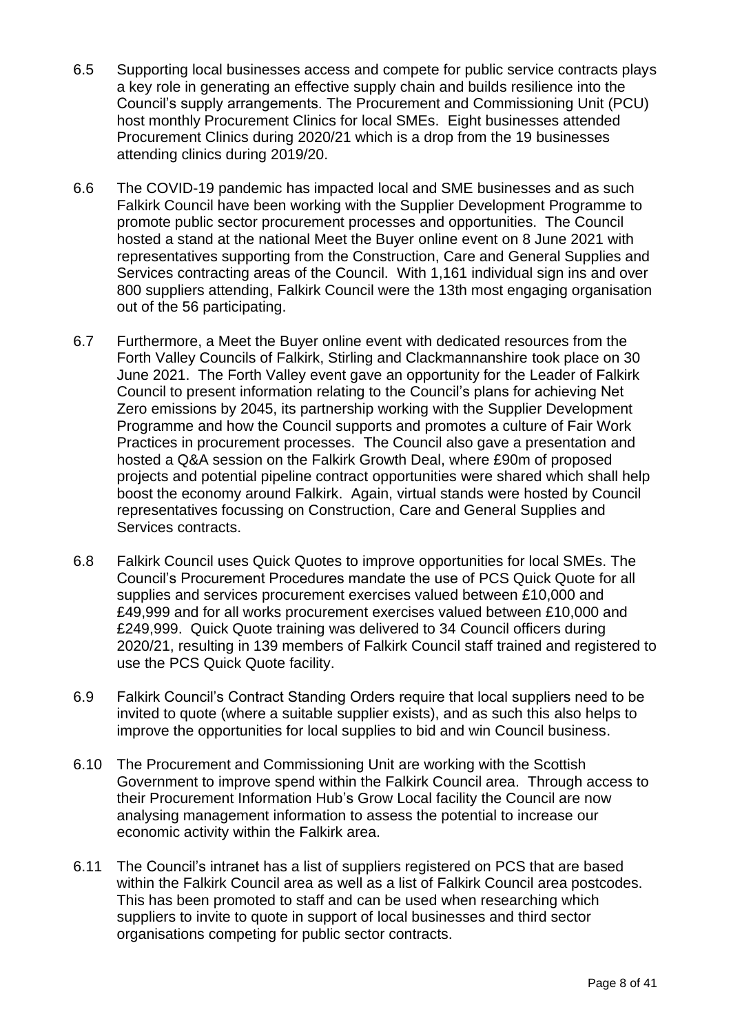6.5 Supporting local businesses access and compete for public service contracts plays a key role in generating an effective supply chain and builds resilience into the Council's supply arrangements. The Procurement and Commissioning Unit (PCU) host monthly Procurement Clinics for local SMEs. Eight businesses attended Procurement Clinics during 2020/21 which is a drop from the 19 businesses attending clinics during 2019/20.

6.6 The COVID-19 pandemic has impacted local and SME businesses and as such Falkirk Council have been working with the Supplier Development Programme to promote public sector procurement processes and opportunities. The Council hosted a stand at the national Meet the Buyer online event on 8 June 2021 with representatives supporting from the Construction, Care and General Supplies and Services contracting areas of the Council. With 1,161 individual sign ins and over 800 suppliers attending, Falkirk Council were the 13th most engaging organisation out of the 56 participating.

6.7 Furthermore, a Meet the Buyer online event with dedicated resources from the Forth Valley Councils of Falkirk, Stirling and Clackmannanshire took place on 30 June 2021. The Forth Valley event gave an opportunity for the Leader of Falkirk Council to present information relating to the Council's plans for achieving Net Zero emissions by 2045, its partnership working with the Supplier Development Programme and how the Council supports and promotes a culture of Fair Work Practices in procurement processes. The Council also gave a presentation and hosted a Q&A session on the Falkirk Growth Deal, where £90m of proposed projects and potential pipeline contract opportunities were shared which shall help boost the economy around Falkirk. Again, virtual stands were hosted by Council representatives focussing on Construction, Care and General Supplies and Services contracts.

6.8 Falkirk Council uses Quick Quotes to improve opportunities for local SMEs. The Council's Procurement Procedures mandate the use of PCS Quick Quote for all supplies and services procurement exercises valued between £10,000 and £49,999 and for all works procurement exercises valued between £10,000 and £249,999. Quick Quote training was delivered to 34 Council officers during 2020/21, resulting in 139 members of Falkirk Council staff trained and registered to use the PCS Quick Quote facility.

6.9 Falkirk Council's Contract Standing Orders require that local suppliers need to be invited to quote (where a suitable supplier exists), and as such this also helps to improve the opportunities for local supplies to bid and win Council business.

6.10 The Procurement and Commissioning Unit are working with the Scottish Government to improve spend within the Falkirk Council area. Through access to their Procurement Information Hub's Grow Local facility the Council are now analysing management information to assess the potential to increase our economic activity within the Falkirk area.

6.11 The Council's intranet has a list of suppliers registered on PCS that are based within the Falkirk Council area as well as a list of Falkirk Council area postcodes. This has been promoted to staff and can be used when researching which suppliers to invite to quote in support of local businesses and third sector organisations competing for public sector contracts.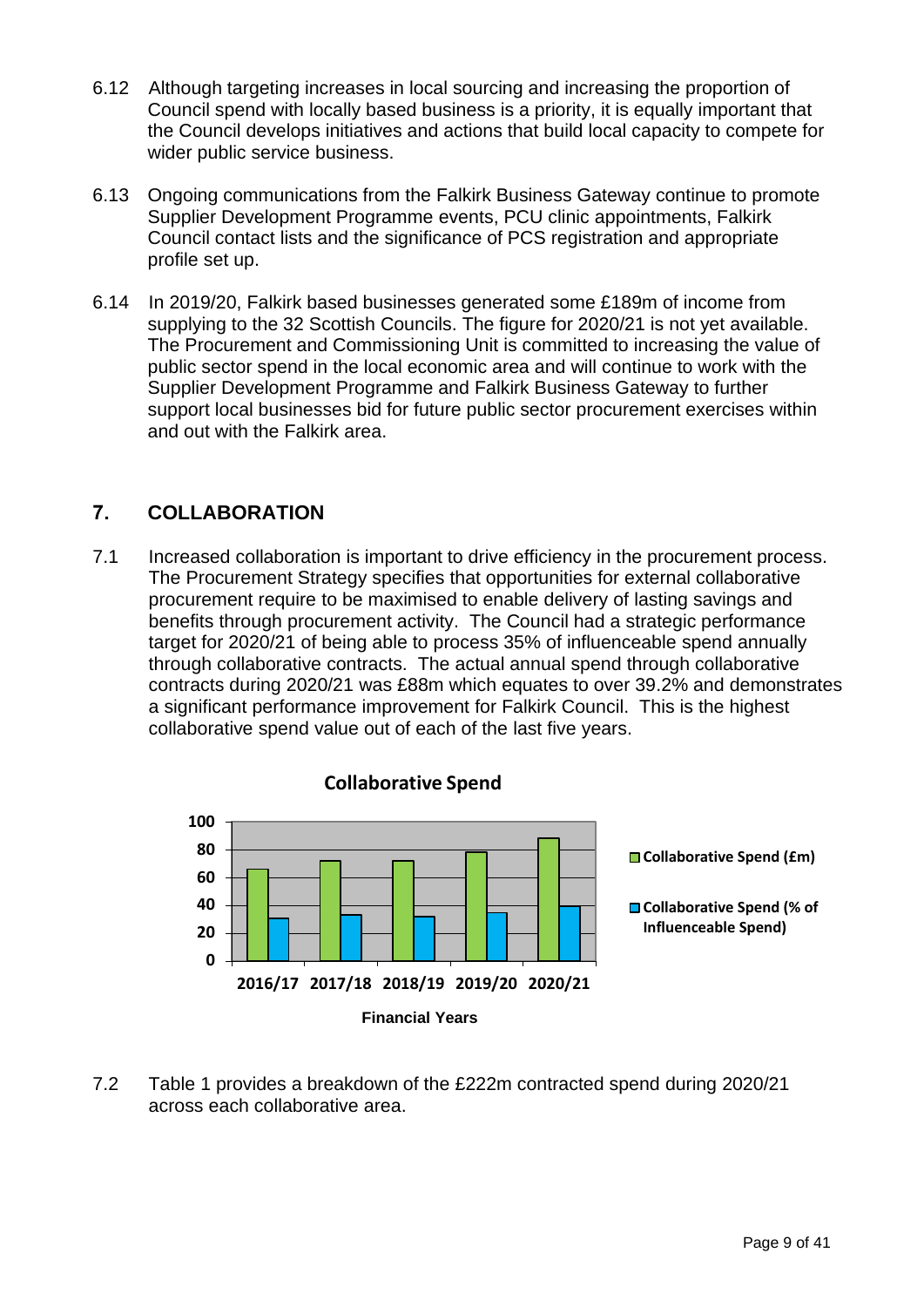6.12 Although targeting increases in local sourcing and increasing the proportion of Council spend with locally based business is a priority, it is equally important that the Council develops initiatives and actions that build local capacity to compete for wider public service business.

6.13 Ongoing communications from the Falkirk Business Gateway continue to promote Supplier Development Programme events, PCU clinic appointments, Falkirk Council contact lists and the significance of PCS registration and appropriate profile set up.

6.14 In 2019/20, Falkirk based businesses generated some £189m of income from supplying to the 32 Scottish Councils. The figure for 2020/21 is not yet available. The Procurement and Commissioning Unit is committed to increasing the value of public sector spend in the local economic area and will continue to work with the Supplier Development Programme and Falkirk Business Gateway to further support local businesses bid for future public sector procurement exercises within and out with the Falkirk area.

## 7. COLLABORATION

7.1 Increased collaboration is important to drive efficiency in the procurement process. The Procurement Strategy specifies that opportunities for external collaborative procurement require to be maximised to enable delivery of lasting savings and benefits through procurement activity. The Council had a strategic performance target for 2020/21 of being able to process 35% of influenceable spend annually through collaborative contracts. The actual annual spend through collaborative contracts during 2020/21 was £88m which equates to over 39.2% and demonstrates a significant performance improvement for Falkirk Council. This is the highest collaborative spend value out of each of the last five years.

**Collaborative Spend**

Legend: Collaborative Spend (£m); Collaborative Spend (% of Influenceable Spend)

Financial Years: 2016/17, 2017/18, 2018/19, 2019/20, 2020/21

7.2 Table 1 provides a breakdown of the £222m contracted spend during 2020/21 across each collaborative area.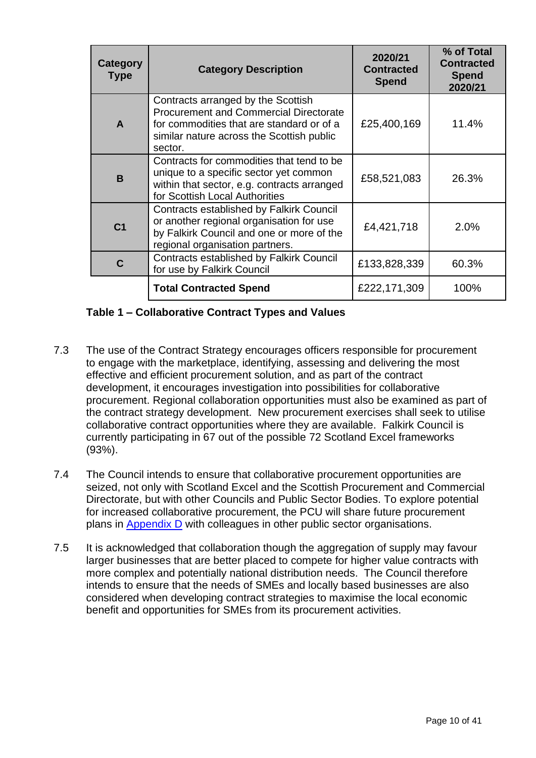| Category Type | Category Description | 2020/21 Contracted Spend | % of Total Contracted Spend 2020/21 |
|---|---|---|---|
| **A** | Contracts arranged by the Scottish Procurement and Commercial Directorate for commodities that are standard or of a similar nature across the Scottish public sector. | £25,400,169 | 11.4% |
| **B** | Contracts for commodities that tend to be unique to a specific sector yet common within that sector, e.g. contracts arranged for Scottish Local Authorities | £58,521,083 | 26.3% |
| **C1** | Contracts established by Falkirk Council or another regional organisation for use by Falkirk Council and one or more of the regional organisation partners. | £4,421,718 | 2.0% |
| **C** | Contracts established by Falkirk Council for use by Falkirk Council | £133,828,339 | 60.3% |
| | **Total Contracted Spend** | £222,171,309 | 100% |

**Table 1 – Collaborative Contract Types and Values**

7.3 The use of the Contract Strategy encourages officers responsible for procurement to engage with the marketplace, identifying, assessing and delivering the most effective and efficient procurement solution, and as part of the contract development, it encourages investigation into possibilities for collaborative procurement. Regional collaboration opportunities must also be examined as part of the contract strategy development. New procurement exercises shall seek to utilise collaborative contract opportunities where they are available. Falkirk Council is currently participating in 67 out of the possible 72 Scotland Excel frameworks (93%).

7.4 The Council intends to ensure that collaborative procurement opportunities are seized, not only with Scotland Excel and the Scottish Procurement and Commercial Directorate, but with other Councils and Public Sector Bodies. To explore potential for increased collaborative procurement, the PCU will share future procurement plans in Appendix D with colleagues in other public sector organisations.

7.5 It is acknowledged that collaboration though the aggregation of supply may favour larger businesses that are better placed to compete for higher value contracts with more complex and potentially national distribution needs. The Council therefore intends to ensure that the needs of SMEs and locally based businesses are also considered when developing contract strategies to maximise the local economic benefit and opportunities for SMEs from its procurement activities.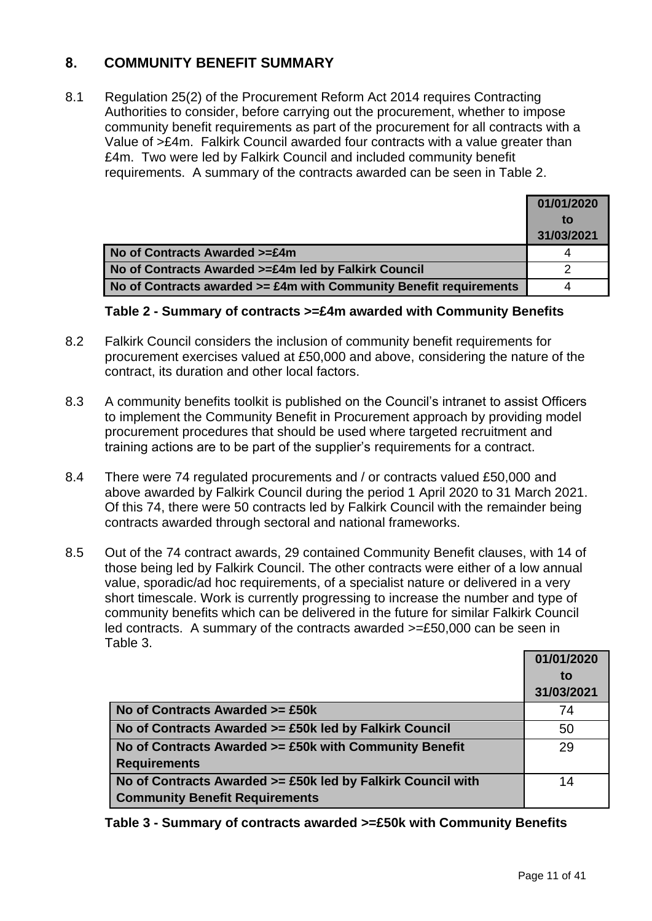## 8. COMMUNITY BENEFIT SUMMARY

8.1 Regulation 25(2) of the Procurement Reform Act 2014 requires Contracting Authorities to consider, before carrying out the procurement, whether to impose community benefit requirements as part of the procurement for all contracts with a Value of >£4m. Falkirk Council awarded four contracts with a value greater than £4m. Two were led by Falkirk Council and included community benefit requirements. A summary of the contracts awarded can be seen in Table 2.

| | 01/01/2020 to 31/03/2021 |
|---|---|
| **No of Contracts Awarded >=£4m** | 4 |
| **No of Contracts Awarded >=£4m led by Falkirk Council** | 2 |
| **No of Contracts awarded >= £4m with Community Benefit requirements** | 4 |

**Table 2 - Summary of contracts >=£4m awarded with Community Benefits**

8.2 Falkirk Council considers the inclusion of community benefit requirements for procurement exercises valued at £50,000 and above, considering the nature of the contract, its duration and other local factors.

8.3 A community benefits toolkit is published on the Council's intranet to assist Officers to implement the Community Benefit in Procurement approach by providing model procurement procedures that should be used where targeted recruitment and training actions are to be part of the supplier's requirements for a contract.

8.4 There were 74 regulated procurements and / or contracts valued £50,000 and above awarded by Falkirk Council during the period 1 April 2020 to 31 March 2021. Of this 74, there were 50 contracts led by Falkirk Council with the remainder being contracts awarded through sectoral and national frameworks.

8.5 Out of the 74 contract awards, 29 contained Community Benefit clauses, with 14 of those being led by Falkirk Council. The other contracts were either of a low annual value, sporadic/ad hoc requirements, of a specialist nature or delivered in a very short timescale. Work is currently progressing to increase the number and type of community benefits which can be delivered in the future for similar Falkirk Council led contracts. A summary of the contracts awarded >=£50,000 can be seen in Table 3.

| | 01/01/2020 to 31/03/2021 |
|---|---|
| **No of Contracts Awarded >= £50k** | 74 |
| **No of Contracts Awarded >= £50k led by Falkirk Council** | 50 |
| **No of Contracts Awarded >= £50k with Community Benefit Requirements** | 29 |
| **No of Contracts Awarded >= £50k led by Falkirk Council with Community Benefit Requirements** | 14 |

**Table 3 - Summary of contracts awarded >=£50k with Community Benefits**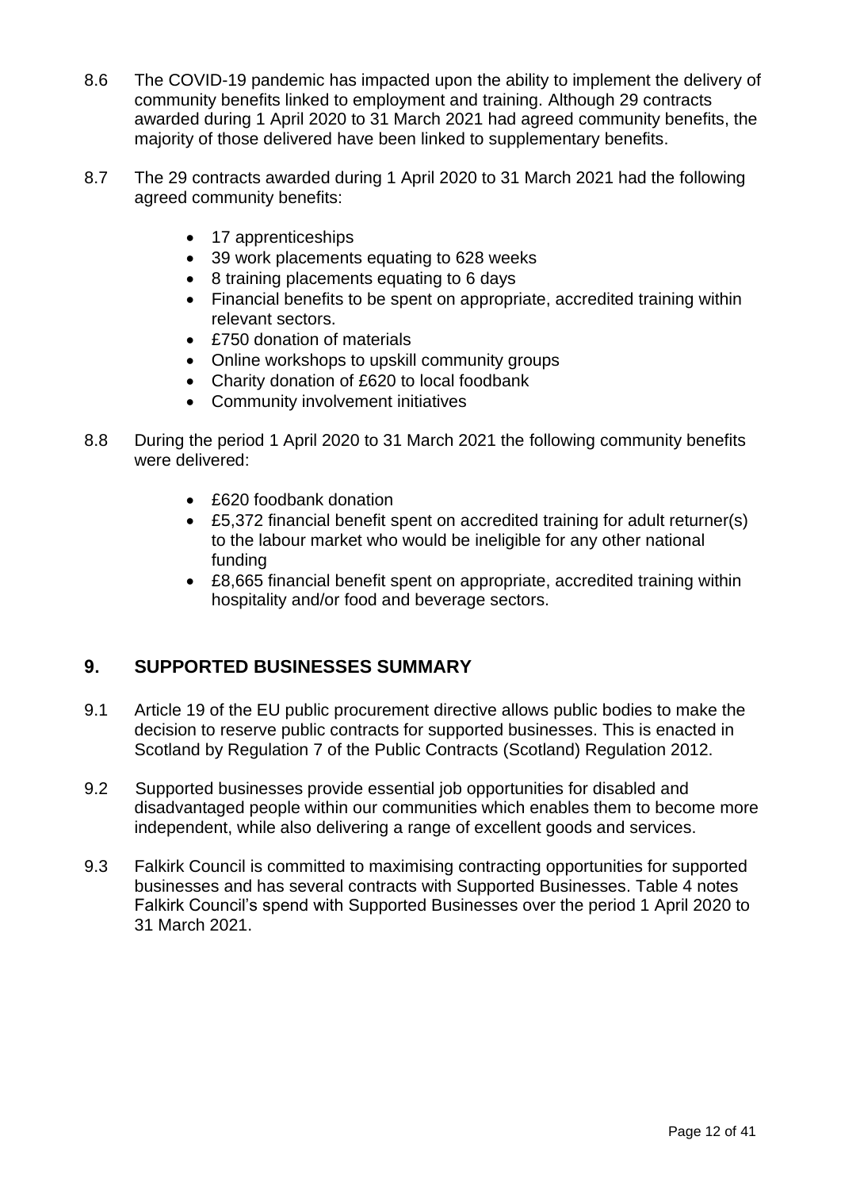8.6 The COVID-19 pandemic has impacted upon the ability to implement the delivery of community benefits linked to employment and training. Although 29 contracts awarded during 1 April 2020 to 31 March 2021 had agreed community benefits, the majority of those delivered have been linked to supplementary benefits.

8.7 The 29 contracts awarded during 1 April 2020 to 31 March 2021 had the following agreed community benefits:

- 17 apprenticeships
- 39 work placements equating to 628 weeks
- 8 training placements equating to 6 days
- Financial benefits to be spent on appropriate, accredited training within relevant sectors.
- £750 donation of materials
- Online workshops to upskill community groups
- Charity donation of £620 to local foodbank
- Community involvement initiatives

8.8 During the period 1 April 2020 to 31 March 2021 the following community benefits were delivered:

- £620 foodbank donation
- £5,372 financial benefit spent on accredited training for adult returner(s) to the labour market who would be ineligible for any other national funding
- £8,665 financial benefit spent on appropriate, accredited training within hospitality and/or food and beverage sectors.

## 9. SUPPORTED BUSINESSES SUMMARY

9.1 Article 19 of the EU public procurement directive allows public bodies to make the decision to reserve public contracts for supported businesses. This is enacted in Scotland by Regulation 7 of the Public Contracts (Scotland) Regulation 2012.

9.2 Supported businesses provide essential job opportunities for disabled and disadvantaged people within our communities which enables them to become more independent, while also delivering a range of excellent goods and services.

9.3 Falkirk Council is committed to maximising contracting opportunities for supported businesses and has several contracts with Supported Businesses. Table 4 notes Falkirk Council's spend with Supported Businesses over the period 1 April 2020 to 31 March 2021.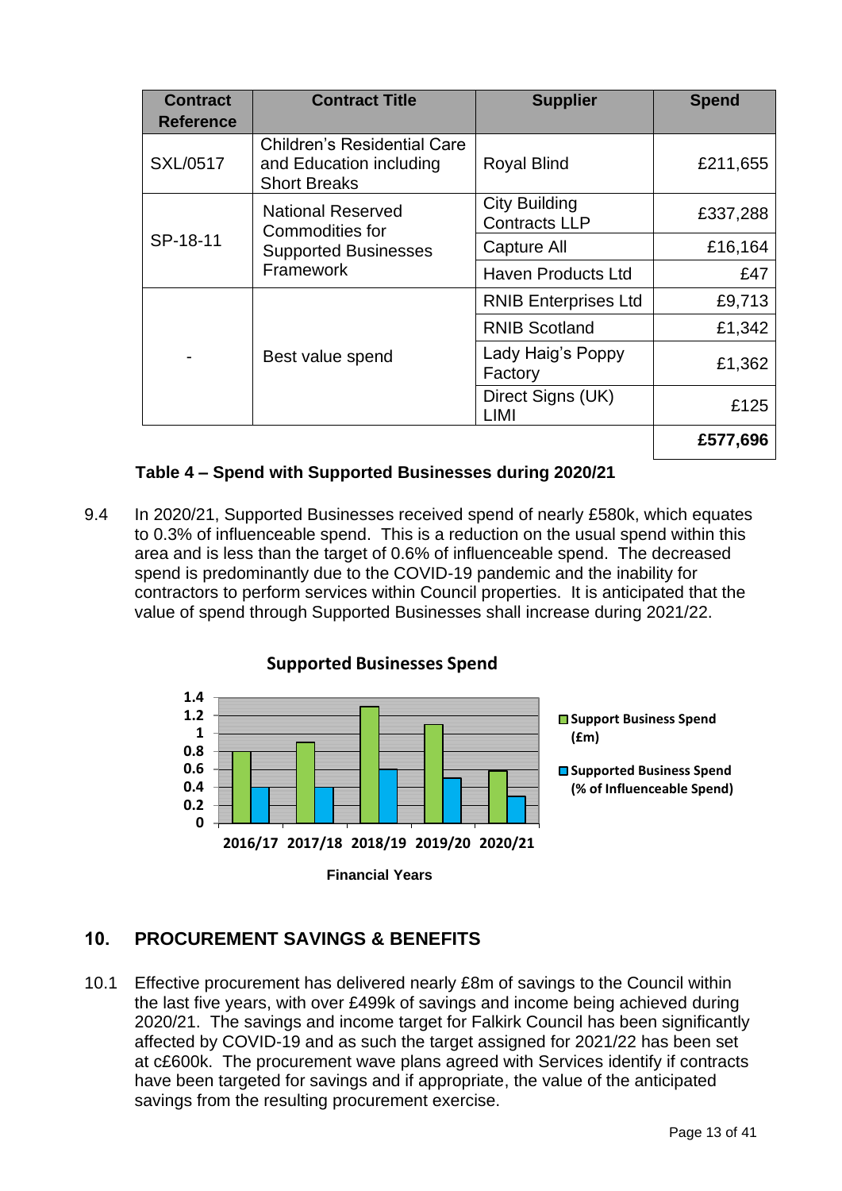| Contract Reference | Contract Title | Supplier | Spend |
|---|---|---|---|
| SXL/0517 | Children's Residential Care and Education including Short Breaks | Royal Blind | £211,655 |
| SP-18-11 | National Reserved Commodities for Supported Businesses Framework | City Building Contracts LLP | £337,288 |
| | | Capture All | £16,164 |
| | | Haven Products Ltd | £47 |
| - | Best value spend | RNIB Enterprises Ltd | £9,713 |
| | | RNIB Scotland | £1,342 |
| | | Lady Haig's Poppy Factory | £1,362 |
| | | Direct Signs (UK) LIMI | £125 |
| | | | **£577,696** |

**Table 4 – Spend with Supported Businesses during 2020/21**

9.4 In 2020/21, Supported Businesses received spend of nearly £580k, which equates to 0.3% of influenceable spend. This is a reduction on the usual spend within this area and is less than the target of 0.6% of influenceable spend. The decreased spend is predominantly due to the COVID-19 pandemic and the inability for contractors to perform services within Council properties. It is anticipated that the value of spend through Supported Businesses shall increase during 2021/22.

**Supported Businesses Spend**

Legend: Support Business Spend (£m); Supported Business Spend (% of Influenceable Spend)

Financial Years: 2016/17, 2017/18, 2018/19, 2019/20, 2020/21

## 10. PROCUREMENT SAVINGS & BENEFITS

10.1 Effective procurement has delivered nearly £8m of savings to the Council within the last five years, with over £499k of savings and income being achieved during 2020/21. The savings and income target for Falkirk Council has been significantly affected by COVID-19 and as such the target assigned for 2021/22 has been set at c£600k. The procurement wave plans agreed with Services identify if contracts have been targeted for savings and if appropriate, the value of the anticipated savings from the resulting procurement exercise.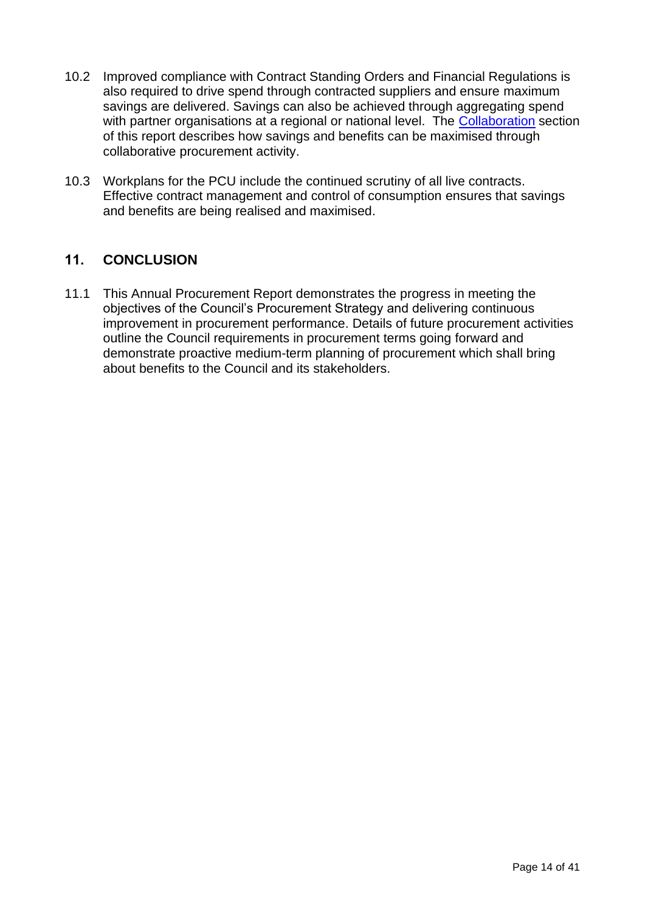10.2 Improved compliance with Contract Standing Orders and Financial Regulations is also required to drive spend through contracted suppliers and ensure maximum savings are delivered. Savings can also be achieved through aggregating spend with partner organisations at a regional or national level. The Collaboration section of this report describes how savings and benefits can be maximised through collaborative procurement activity.

10.3 Workplans for the PCU include the continued scrutiny of all live contracts. Effective contract management and control of consumption ensures that savings and benefits are being realised and maximised.

## 11. CONCLUSION

11.1 This Annual Procurement Report demonstrates the progress in meeting the objectives of the Council's Procurement Strategy and delivering continuous improvement in procurement performance. Details of future procurement activities outline the Council requirements in procurement terms going forward and demonstrate proactive medium-term planning of procurement which shall bring about benefits to the Council and its stakeholders.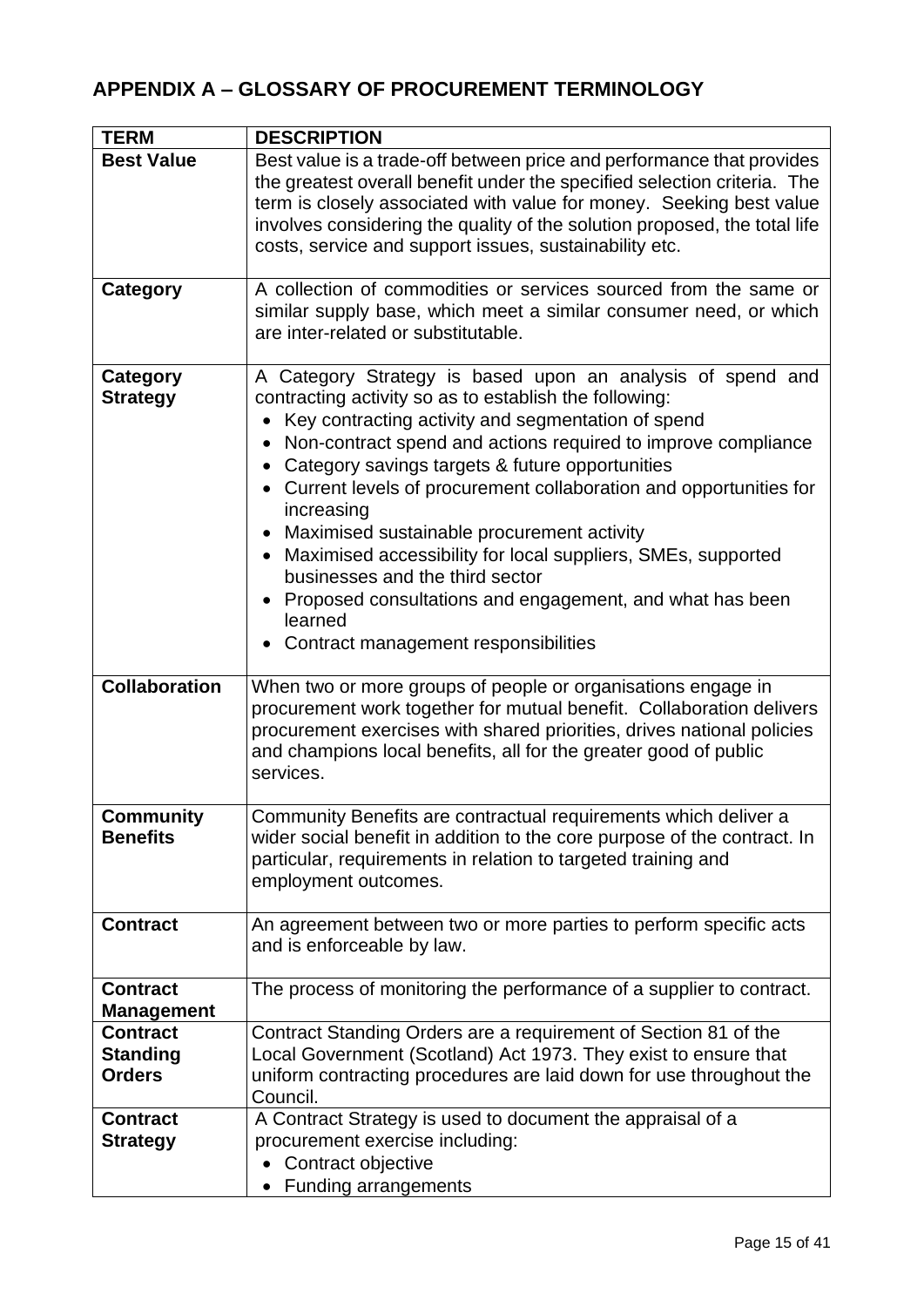## APPENDIX A – GLOSSARY OF PROCUREMENT TERMINOLOGY

| TERM | DESCRIPTION |
|---|---|
| **Best Value** | Best value is a trade-off between price and performance that provides the greatest overall benefit under the specified selection criteria. The term is closely associated with value for money. Seeking best value involves considering the quality of the solution proposed, the total life costs, service and support issues, sustainability etc. |
| **Category** | A collection of commodities or services sourced from the same or similar supply base, which meet a similar consumer need, or which are inter-related or substitutable. |
| **Category Strategy** | A Category Strategy is based upon an analysis of spend and contracting activity so as to establish the following:<br>• Key contracting activity and segmentation of spend<br>• Non-contract spend and actions required to improve compliance<br>• Category savings targets & future opportunities<br>• Current levels of procurement collaboration and opportunities for increasing<br>• Maximised sustainable procurement activity<br>• Maximised accessibility for local suppliers, SMEs, supported businesses and the third sector<br>• Proposed consultations and engagement, and what has been learned<br>• Contract management responsibilities |
| **Collaboration** | When two or more groups of people or organisations engage in procurement work together for mutual benefit. Collaboration delivers procurement exercises with shared priorities, drives national policies and champions local benefits, all for the greater good of public services. |
| **Community Benefits** | Community Benefits are contractual requirements which deliver a wider social benefit in addition to the core purpose of the contract. In particular, requirements in relation to targeted training and employment outcomes. |
| **Contract** | An agreement between two or more parties to perform specific acts and is enforceable by law. |
| **Contract Management** | The process of monitoring the performance of a supplier to contract. |
| **Contract Standing Orders** | Contract Standing Orders are a requirement of Section 81 of the Local Government (Scotland) Act 1973. They exist to ensure that uniform contracting procedures are laid down for use throughout the Council. |
| **Contract Strategy** | A Contract Strategy is used to document the appraisal of a procurement exercise including:<br>• Contract objective<br>• Funding arrangements |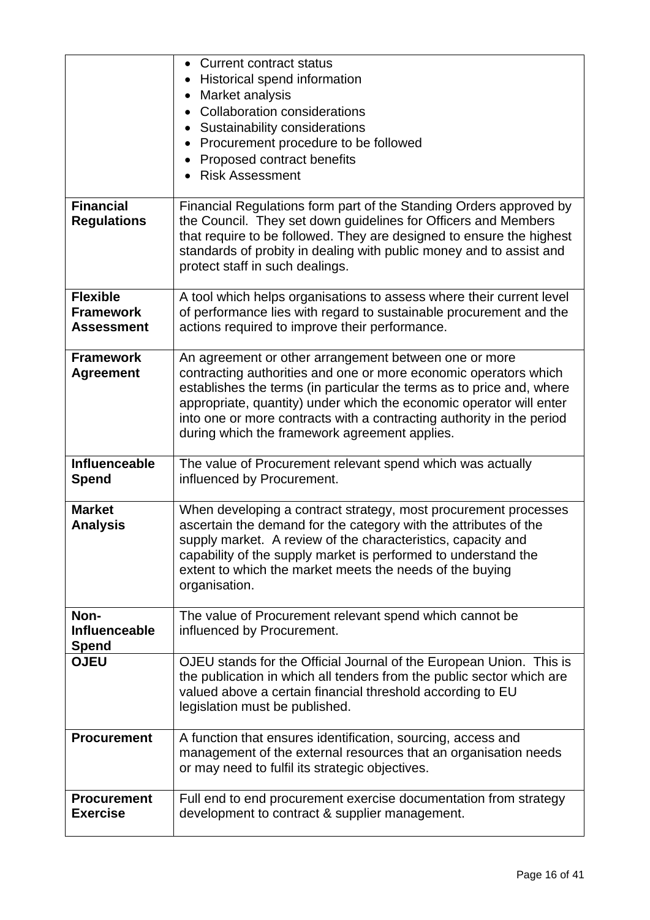| | |
|---|---|
| | • Current contract status<br>• Historical spend information<br>• Market analysis<br>• Collaboration considerations<br>• Sustainability considerations<br>• Procurement procedure to be followed<br>• Proposed contract benefits<br>• Risk Assessment |
| **Financial Regulations** | Financial Regulations form part of the Standing Orders approved by the Council. They set down guidelines for Officers and Members that require to be followed. They are designed to ensure the highest standards of probity in dealing with public money and to assist and protect staff in such dealings. |
| **Flexible Framework Assessment** | A tool which helps organisations to assess where their current level of performance lies with regard to sustainable procurement and the actions required to improve their performance. |
| **Framework Agreement** | An agreement or other arrangement between one or more contracting authorities and one or more economic operators which establishes the terms (in particular the terms as to price and, where appropriate, quantity) under which the economic operator will enter into one or more contracts with a contracting authority in the period during which the framework agreement applies. |
| **Influenceable Spend** | The value of Procurement relevant spend which was actually influenced by Procurement. |
| **Market Analysis** | When developing a contract strategy, most procurement processes ascertain the demand for the category with the attributes of the supply market. A review of the characteristics, capacity and capability of the supply market is performed to understand the extent to which the market meets the needs of the buying organisation. |
| **Non-Influenceable Spend** | The value of Procurement relevant spend which cannot be influenced by Procurement. |
| **OJEU** | OJEU stands for the Official Journal of the European Union. This is the publication in which all tenders from the public sector which are valued above a certain financial threshold according to EU legislation must be published. |
| **Procurement** | A function that ensures identification, sourcing, access and management of the external resources that an organisation needs or may need to fulfil its strategic objectives. |
| **Procurement Exercise** | Full end to end procurement exercise documentation from strategy development to contract & supplier management. |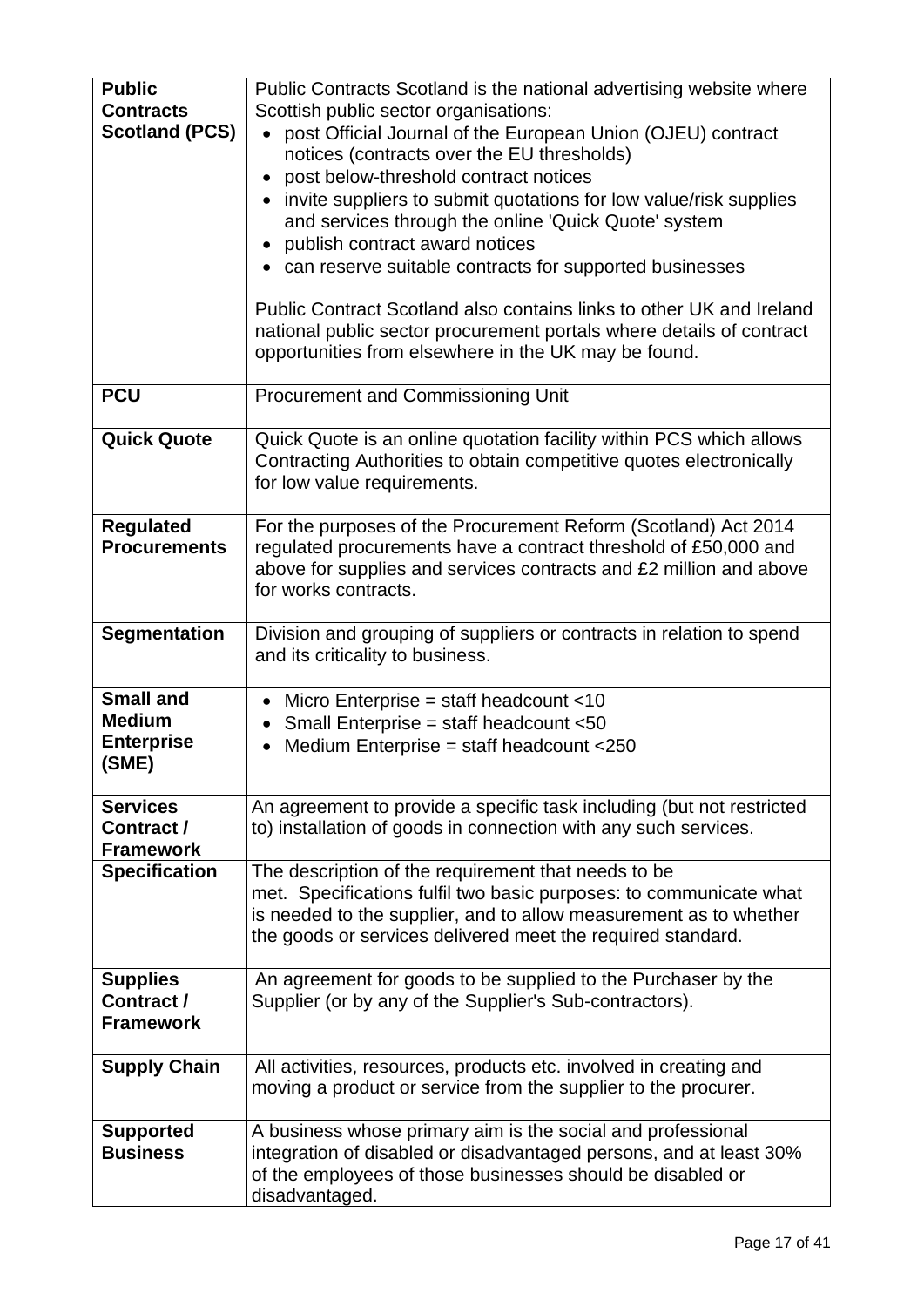| | |
|---|---|
| **Public Contracts Scotland (PCS)** | Public Contracts Scotland is the national advertising website where Scottish public sector organisations:<br>• post Official Journal of the European Union (OJEU) contract notices (contracts over the EU thresholds)<br>• post below-threshold contract notices<br>• invite suppliers to submit quotations for low value/risk supplies and services through the online 'Quick Quote' system<br>• publish contract award notices<br>• can reserve suitable contracts for supported businesses<br><br>Public Contract Scotland also contains links to other UK and Ireland national public sector procurement portals where details of contract opportunities from elsewhere in the UK may be found. |
| **PCU** | Procurement and Commissioning Unit |
| **Quick Quote** | Quick Quote is an online quotation facility within PCS which allows Contracting Authorities to obtain competitive quotes electronically for low value requirements. |
| **Regulated Procurements** | For the purposes of the Procurement Reform (Scotland) Act 2014 regulated procurements have a contract threshold of £50,000 and above for supplies and services contracts and £2 million and above for works contracts. |
| **Segmentation** | Division and grouping of suppliers or contracts in relation to spend and its criticality to business. |
| **Small and Medium Enterprise (SME)** | • Micro Enterprise = staff headcount <10<br>• Small Enterprise = staff headcount <50<br>• Medium Enterprise = staff headcount <250 |
| **Services Contract / Framework** | An agreement to provide a specific task including (but not restricted to) installation of goods in connection with any such services. |
| **Specification** | The description of the requirement that needs to be met. Specifications fulfil two basic purposes: to communicate what is needed to the supplier, and to allow measurement as to whether the goods or services delivered meet the required standard. |
| **Supplies Contract / Framework** | An agreement for goods to be supplied to the Purchaser by the Supplier (or by any of the Supplier's Sub-contractors). |
| **Supply Chain** | All activities, resources, products etc. involved in creating and moving a product or service from the supplier to the procurer. |
| **Supported Business** | A business whose primary aim is the social and professional integration of disabled or disadvantaged persons, and at least 30% of the employees of those businesses should be disabled or disadvantaged. |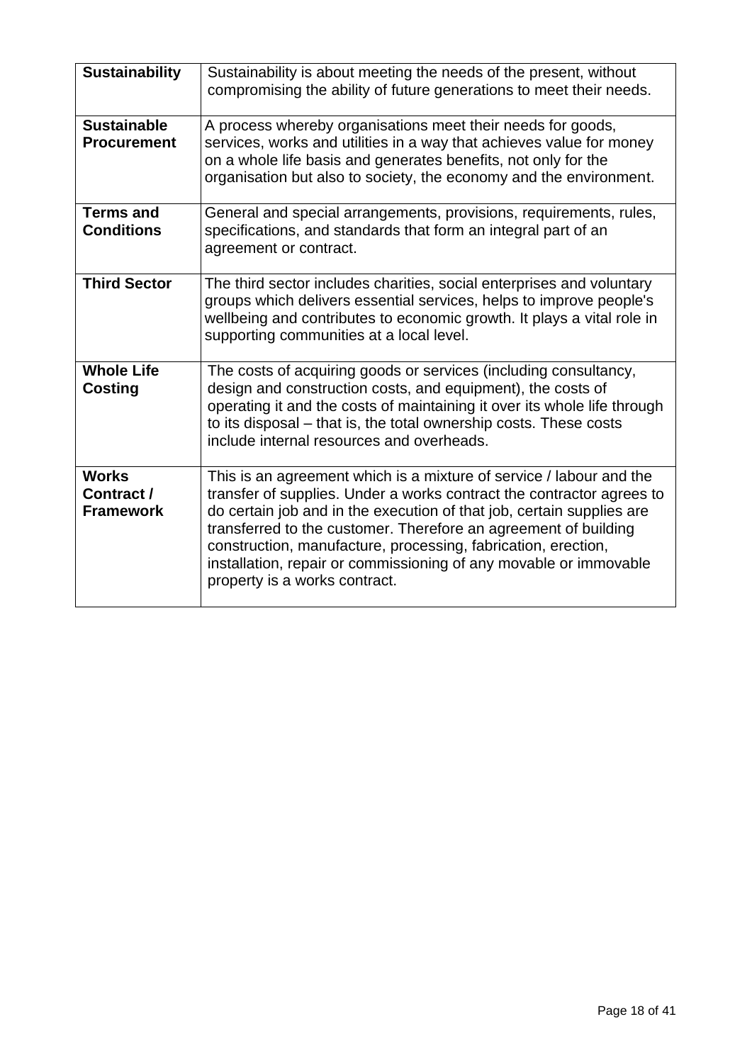| | |
|---|---|
| **Sustainability** | Sustainability is about meeting the needs of the present, without compromising the ability of future generations to meet their needs. |
| **Sustainable Procurement** | A process whereby organisations meet their needs for goods, services, works and utilities in a way that achieves value for money on a whole life basis and generates benefits, not only for the organisation but also to society, the economy and the environment. |
| **Terms and Conditions** | General and special arrangements, provisions, requirements, rules, specifications, and standards that form an integral part of an agreement or contract. |
| **Third Sector** | The third sector includes charities, social enterprises and voluntary groups which delivers essential services, helps to improve people's wellbeing and contributes to economic growth. It plays a vital role in supporting communities at a local level. |
| **Whole Life Costing** | The costs of acquiring goods or services (including consultancy, design and construction costs, and equipment), the costs of operating it and the costs of maintaining it over its whole life through to its disposal – that is, the total ownership costs. These costs include internal resources and overheads. |
| **Works Contract / Framework** | This is an agreement which is a mixture of service / labour and the transfer of supplies. Under a works contract the contractor agrees to do certain job and in the execution of that job, certain supplies are transferred to the customer. Therefore an agreement of building construction, manufacture, processing, fabrication, erection, installation, repair or commissioning of any movable or immovable property is a works contract. |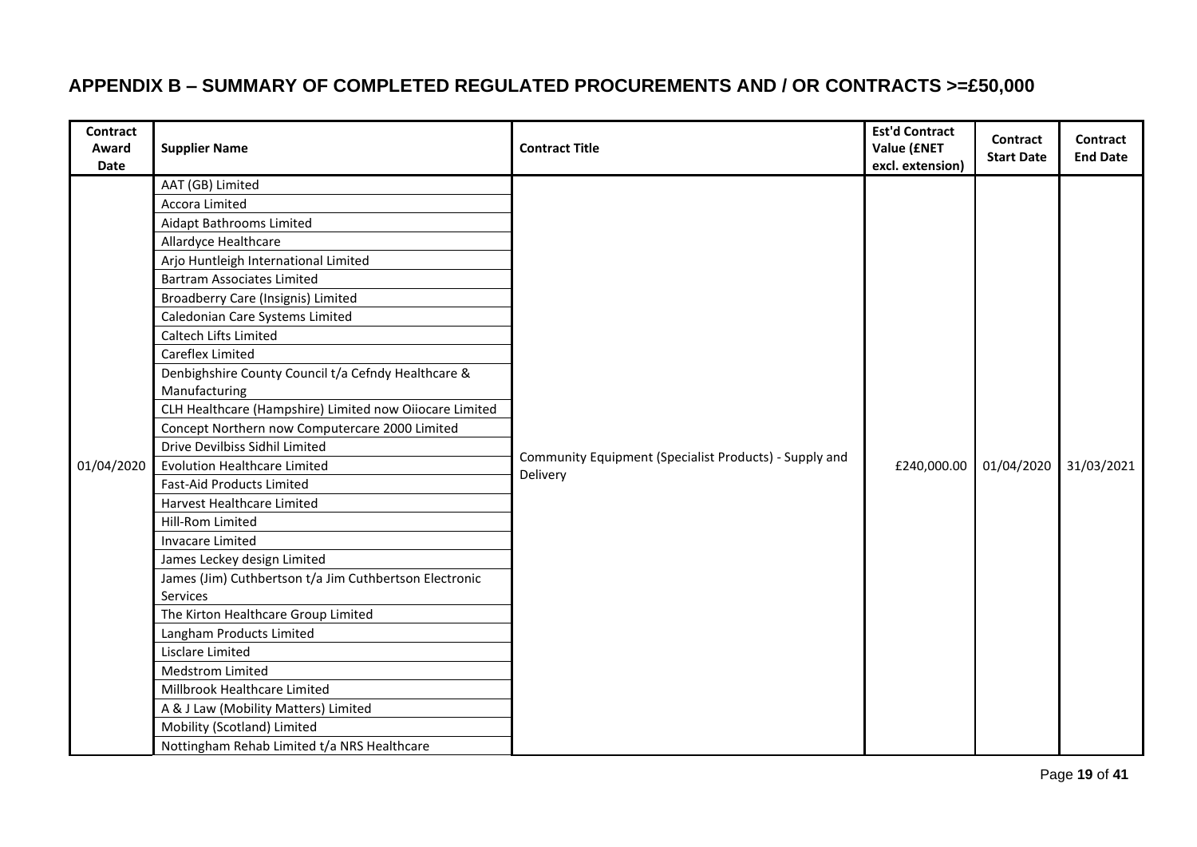# APPENDIX B – SUMMARY OF COMPLETED REGULATED PROCUREMENTS AND / OR CONTRACTS >=£50,000

| Contract Award Date | Supplier Name | Contract Title | Est'd Contract Value (£NET excl. extension) | Contract Start Date | Contract End Date |
|---|---|---|---|---|---|
| 01/04/2020 | AAT (GB) Limited | Community Equipment (Specialist Products) - Supply and Delivery | £240,000.00 | 01/04/2020 | 31/03/2021 |
| | Accora Limited | | | | |
| | Aidapt Bathrooms Limited | | | | |
| | Allardyce Healthcare | | | | |
| | Arjo Huntleigh International Limited | | | | |
| | Bartram Associates Limited | | | | |
| | Broadberry Care (Insignis) Limited | | | | |
| | Caledonian Care Systems Limited | | | | |
| | Caltech Lifts Limited | | | | |
| | Careflex Limited | | | | |
| | Denbighshire County Council t/a Cefndy Healthcare & Manufacturing | | | | |
| | CLH Healthcare (Hampshire) Limited now Oiiocare Limited | | | | |
| | Concept Northern now Computercare 2000 Limited | | | | |
| | Drive Devilbiss Sidhil Limited | | | | |
| | Evolution Healthcare Limited | | | | |
| | Fast-Aid Products Limited | | | | |
| | Harvest Healthcare Limited | | | | |
| | Hill-Rom Limited | | | | |
| | Invacare Limited | | | | |
| | James Leckey design Limited | | | | |
| | James (Jim) Cuthbertson t/a Jim Cuthbertson Electronic Services | | | | |
| | The Kirton Healthcare Group Limited | | | | |
| | Langham Products Limited | | | | |
| | Lisclare Limited | | | | |
| | Medstrom Limited | | | | |
| | Millbrook Healthcare Limited | | | | |
| | A & J Law (Mobility Matters) Limited | | | | |
| | Mobility (Scotland) Limited | | | | |
| | Nottingham Rehab Limited t/a NRS Healthcare | | | | |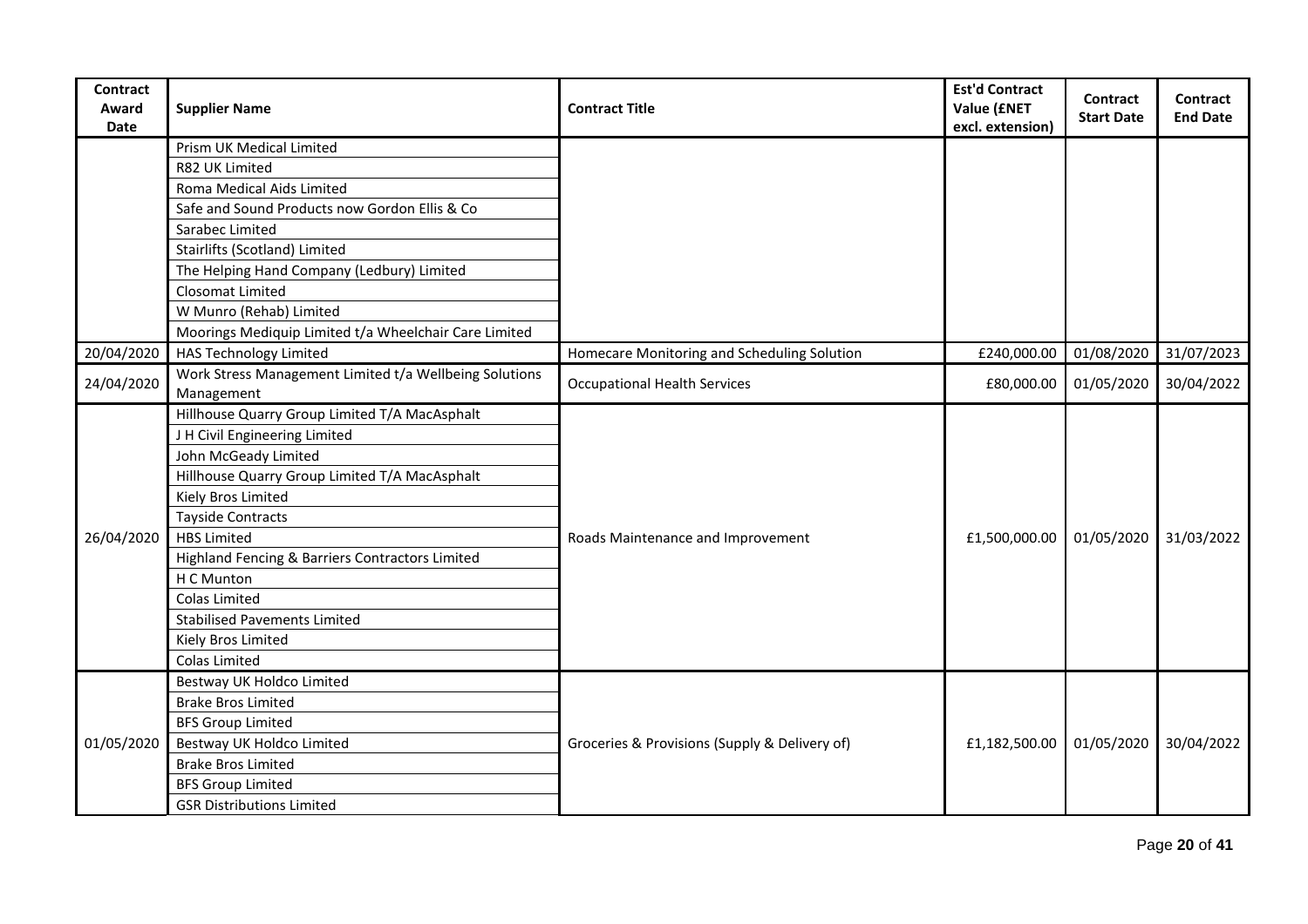| Contract Award Date | Supplier Name | Contract Title | Est'd Contract Value (£NET excl. extension) | Contract Start Date | Contract End Date |
|---|---|---|---|---|---|
| | Prism UK Medical Limited | | | | |
| | R82 UK Limited | | | | |
| | Roma Medical Aids Limited | | | | |
| | Safe and Sound Products now Gordon Ellis & Co | | | | |
| | Sarabec Limited | | | | |
| | Stairlifts (Scotland) Limited | | | | |
| | The Helping Hand Company (Ledbury) Limited | | | | |
| | Closomat Limited | | | | |
| | W Munro (Rehab) Limited | | | | |
| | Moorings Mediquip Limited t/a Wheelchair Care Limited | | | | |
| 20/04/2020 | HAS Technology Limited | Homecare Monitoring and Scheduling Solution | £240,000.00 | 01/08/2020 | 31/07/2023 |
| 24/04/2020 | Work Stress Management Limited t/a Wellbeing Solutions Management | Occupational Health Services | £80,000.00 | 01/05/2020 | 30/04/2022 |
| 26/04/2020 | Hillhouse Quarry Group Limited T/A MacAsphalt | Roads Maintenance and Improvement | £1,500,000.00 | 01/05/2020 | 31/03/2022 |
| | J H Civil Engineering Limited | | | | |
| | John McGeady Limited | | | | |
| | Hillhouse Quarry Group Limited T/A MacAsphalt | | | | |
| | Kiely Bros Limited | | | | |
| | Tayside Contracts | | | | |
| | HBS Limited | | | | |
| | Highland Fencing & Barriers Contractors Limited | | | | |
| | H C Munton | | | | |
| | Colas Limited | | | | |
| | Stabilised Pavements Limited | | | | |
| | Kiely Bros Limited | | | | |
| | Colas Limited | | | | |
| 01/05/2020 | Bestway UK Holdco Limited | Groceries & Provisions (Supply & Delivery of) | £1,182,500.00 | 01/05/2020 | 30/04/2022 |
| | Brake Bros Limited | | | | |
| | BFS Group Limited | | | | |
| | Bestway UK Holdco Limited | | | | |
| | Brake Bros Limited | | | | |
| | BFS Group Limited | | | | |
| | GSR Distributions Limited | | | | |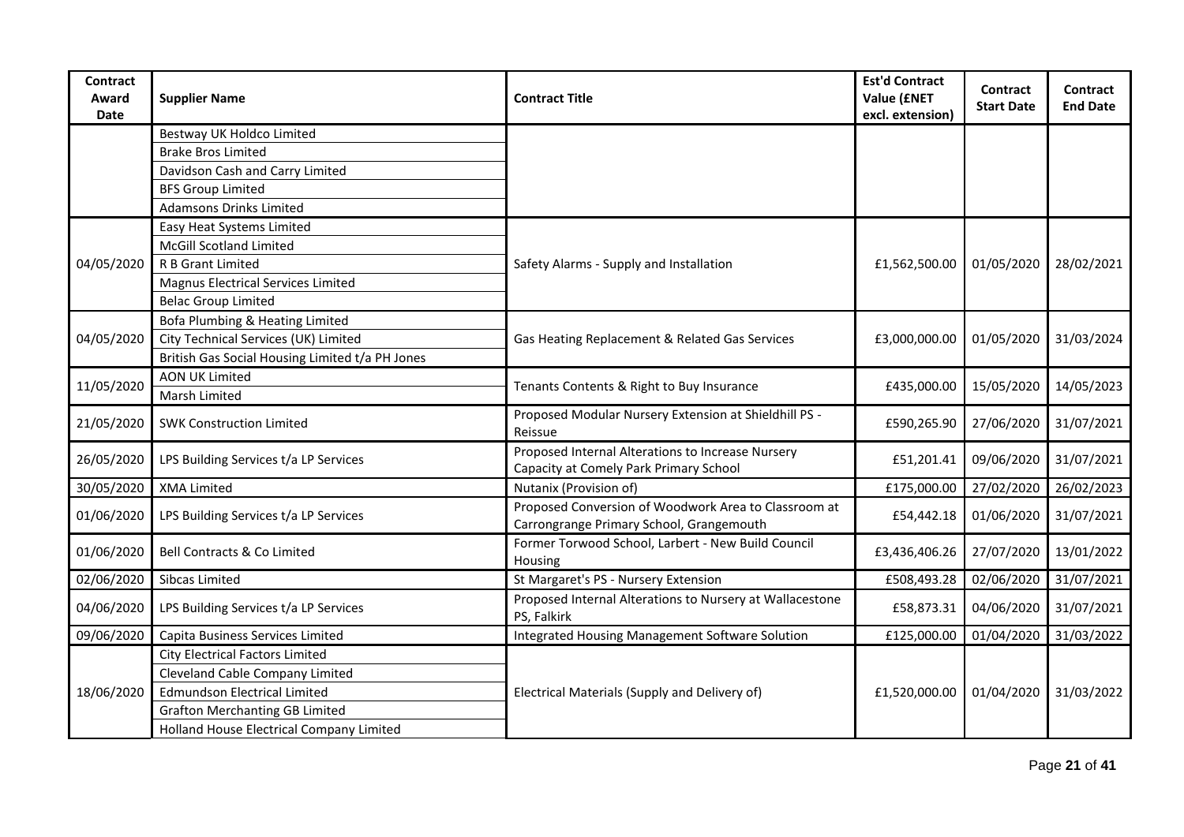| Contract Award Date | Supplier Name | Contract Title | Est'd Contract Value (£NET excl. extension) | Contract Start Date | Contract End Date |
|---|---|---|---|---|---|
| | Bestway UK Holdco Limited | | | | |
| | Brake Bros Limited | | | | |
| | Davidson Cash and Carry Limited | | | | |
| | BFS Group Limited | | | | |
| | Adamsons Drinks Limited | | | | |
| 04/05/2020 | Easy Heat Systems Limited | Safety Alarms - Supply and Installation | £1,562,500.00 | 01/05/2020 | 28/02/2021 |
| | McGill Scotland Limited | | | | |
| | R B Grant Limited | | | | |
| | Magnus Electrical Services Limited | | | | |
| | Belac Group Limited | | | | |
| 04/05/2020 | Bofa Plumbing & Heating Limited | Gas Heating Replacement & Related Gas Services | £3,000,000.00 | 01/05/2020 | 31/03/2024 |
| | City Technical Services (UK) Limited | | | | |
| | British Gas Social Housing Limited t/a PH Jones | | | | |
| 11/05/2020 | AON UK Limited | Tenants Contents & Right to Buy Insurance | £435,000.00 | 15/05/2020 | 14/05/2023 |
| | Marsh Limited | | | | |
| 21/05/2020 | SWK Construction Limited | Proposed Modular Nursery Extension at Shieldhill PS - Reissue | £590,265.90 | 27/06/2020 | 31/07/2021 |
| 26/05/2020 | LPS Building Services t/a LP Services | Proposed Internal Alterations to Increase Nursery Capacity at Comely Park Primary School | £51,201.41 | 09/06/2020 | 31/07/2021 |
| 30/05/2020 | XMA Limited | Nutanix (Provision of) | £175,000.00 | 27/02/2020 | 26/02/2023 |
| 01/06/2020 | LPS Building Services t/a LP Services | Proposed Conversion of Woodwork Area to Classroom at Carrongrange Primary School, Grangemouth | £54,442.18 | 01/06/2020 | 31/07/2021 |
| 01/06/2020 | Bell Contracts & Co Limited | Former Torwood School, Larbert - New Build Council Housing | £3,436,406.26 | 27/07/2020 | 13/01/2022 |
| 02/06/2020 | Sibcas Limited | St Margaret's PS - Nursery Extension | £508,493.28 | 02/06/2020 | 31/07/2021 |
| 04/06/2020 | LPS Building Services t/a LP Services | Proposed Internal Alterations to Nursery at Wallacestone PS, Falkirk | £58,873.31 | 04/06/2020 | 31/07/2021 |
| 09/06/2020 | Capita Business Services Limited | Integrated Housing Management Software Solution | £125,000.00 | 01/04/2020 | 31/03/2022 |
| 18/06/2020 | City Electrical Factors Limited | Electrical Materials (Supply and Delivery of) | £1,520,000.00 | 01/04/2020 | 31/03/2022 |
| | Cleveland Cable Company Limited | | | | |
| | Edmundson Electrical Limited | | | | |
| | Grafton Merchanting GB Limited | | | | |
| | Holland House Electrical Company Limited | | | | |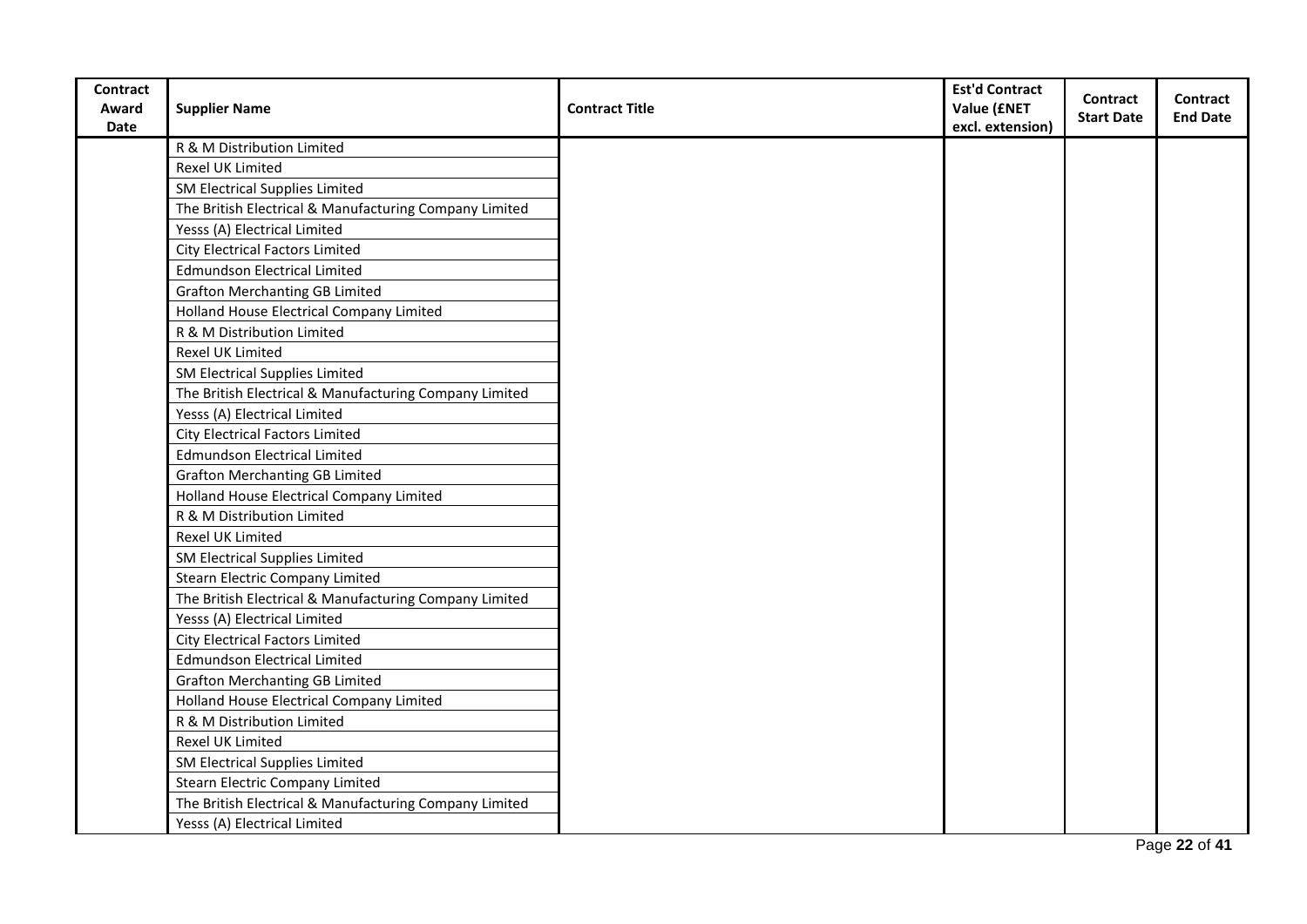| Contract Award Date | Supplier Name | Contract Title | Est'd Contract Value (£NET excl. extension) | Contract Start Date | Contract End Date |
|---|---|---|---|---|---|
| | R & M Distribution Limited | | | | |
| | Rexel UK Limited | | | | |
| | SM Electrical Supplies Limited | | | | |
| | The British Electrical & Manufacturing Company Limited | | | | |
| | Yesss (A) Electrical Limited | | | | |
| | City Electrical Factors Limited | | | | |
| | Edmundson Electrical Limited | | | | |
| | Grafton Merchanting GB Limited | | | | |
| | Holland House Electrical Company Limited | | | | |
| | R & M Distribution Limited | | | | |
| | Rexel UK Limited | | | | |
| | SM Electrical Supplies Limited | | | | |
| | The British Electrical & Manufacturing Company Limited | | | | |
| | Yesss (A) Electrical Limited | | | | |
| | City Electrical Factors Limited | | | | |
| | Edmundson Electrical Limited | | | | |
| | Grafton Merchanting GB Limited | | | | |
| | Holland House Electrical Company Limited | | | | |
| | R & M Distribution Limited | | | | |
| | Rexel UK Limited | | | | |
| | SM Electrical Supplies Limited | | | | |
| | Stearn Electric Company Limited | | | | |
| | The British Electrical & Manufacturing Company Limited | | | | |
| | Yesss (A) Electrical Limited | | | | |
| | City Electrical Factors Limited | | | | |
| | Edmundson Electrical Limited | | | | |
| | Grafton Merchanting GB Limited | | | | |
| | Holland House Electrical Company Limited | | | | |
| | R & M Distribution Limited | | | | |
| | Rexel UK Limited | | | | |
| | SM Electrical Supplies Limited | | | | |
| | Stearn Electric Company Limited | | | | |
| | The British Electrical & Manufacturing Company Limited | | | | |
| | Yesss (A) Electrical Limited | | | | |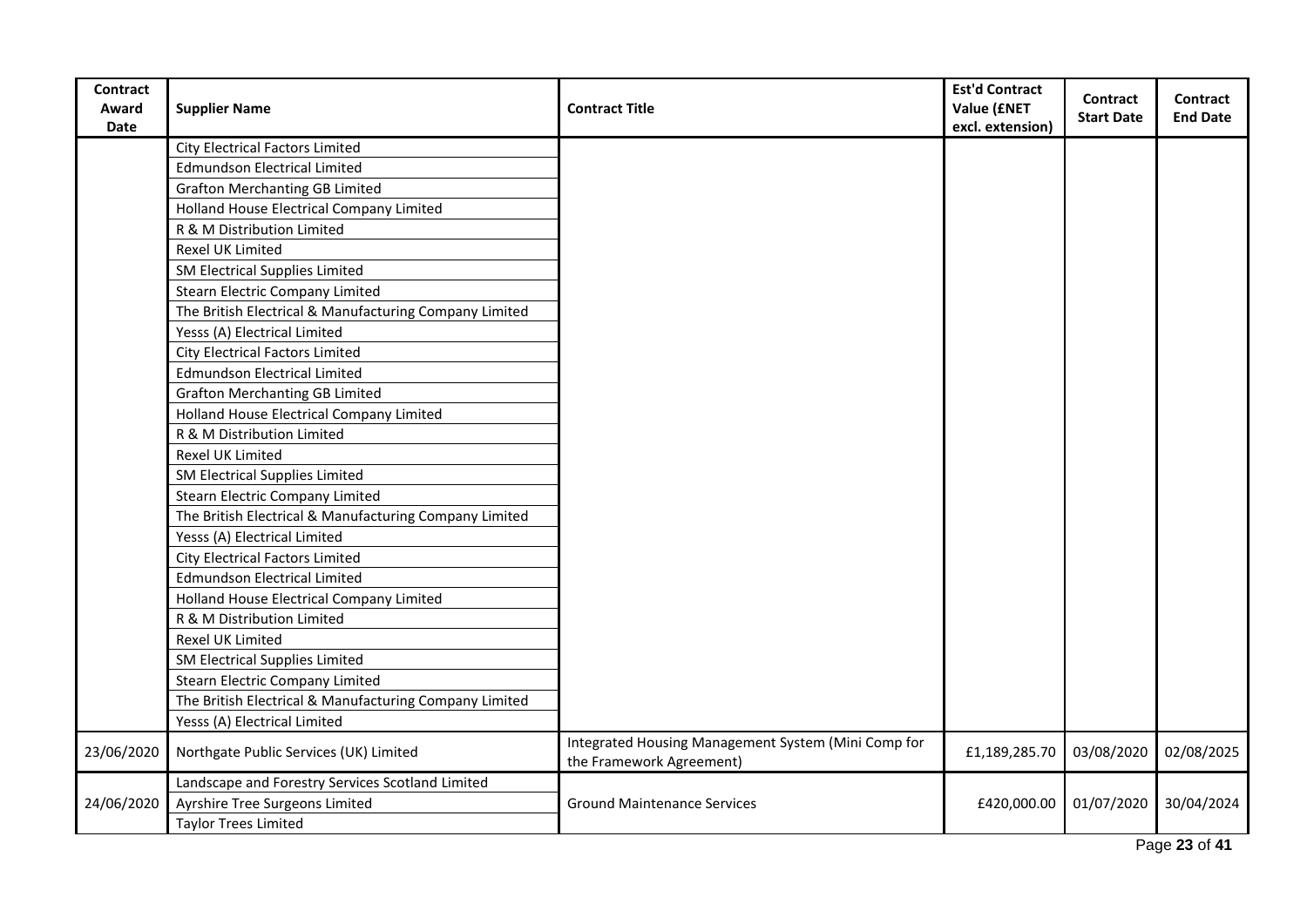| Contract Award Date | Supplier Name | Contract Title | Est'd Contract Value (£NET excl. extension) | Contract Start Date | Contract End Date |
|---|---|---|---|---|---|
| | City Electrical Factors Limited | | | | |
| | Edmundson Electrical Limited | | | | |
| | Grafton Merchanting GB Limited | | | | |
| | Holland House Electrical Company Limited | | | | |
| | R & M Distribution Limited | | | | |
| | Rexel UK Limited | | | | |
| | SM Electrical Supplies Limited | | | | |
| | Stearn Electric Company Limited | | | | |
| | The British Electrical & Manufacturing Company Limited | | | | |
| | Yesss (A) Electrical Limited | | | | |
| | City Electrical Factors Limited | | | | |
| | Edmundson Electrical Limited | | | | |
| | Grafton Merchanting GB Limited | | | | |
| | Holland House Electrical Company Limited | | | | |
| | R & M Distribution Limited | | | | |
| | Rexel UK Limited | | | | |
| | SM Electrical Supplies Limited | | | | |
| | Stearn Electric Company Limited | | | | |
| | The British Electrical & Manufacturing Company Limited | | | | |
| | Yesss (A) Electrical Limited | | | | |
| | City Electrical Factors Limited | | | | |
| | Edmundson Electrical Limited | | | | |
| | Holland House Electrical Company Limited | | | | |
| | R & M Distribution Limited | | | | |
| | Rexel UK Limited | | | | |
| | SM Electrical Supplies Limited | | | | |
| | Stearn Electric Company Limited | | | | |
| | The British Electrical & Manufacturing Company Limited | | | | |
| | Yesss (A) Electrical Limited | | | | |
| 23/06/2020 | Northgate Public Services (UK) Limited | Integrated Housing Management System (Mini Comp for the Framework Agreement) | £1,189,285.70 | 03/08/2020 | 02/08/2025 |
| 24/06/2020 | Landscape and Forestry Services Scotland Limited | Ground Maintenance Services | £420,000.00 | 01/07/2020 | 30/04/2024 |
| | Ayrshire Tree Surgeons Limited | | | | |
| | Taylor Trees Limited | | | | |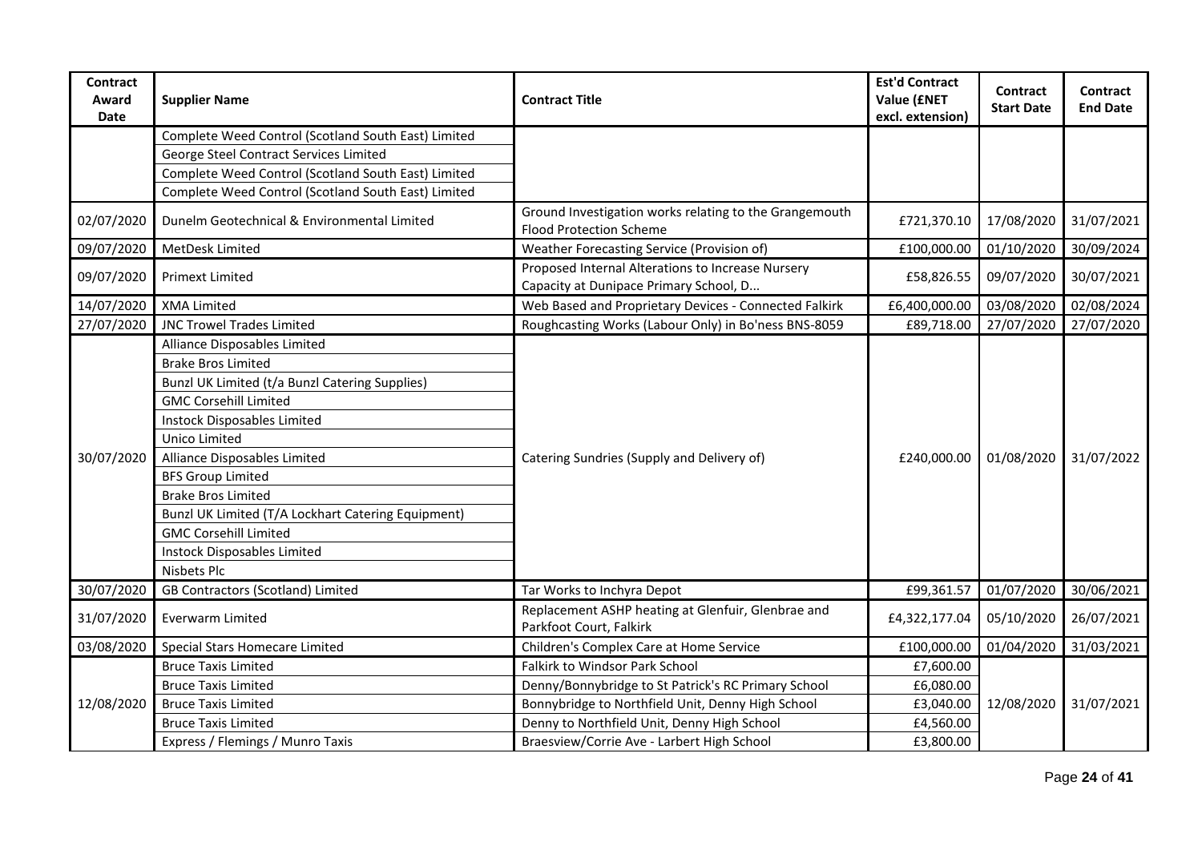| Contract Award Date | Supplier Name | Contract Title | Est'd Contract Value (£NET excl. extension) | Contract Start Date | Contract End Date |
|---|---|---|---|---|---|
| | Complete Weed Control (Scotland South East) Limited | | | | |
| | George Steel Contract Services Limited | | | | |
| | Complete Weed Control (Scotland South East) Limited | | | | |
| | Complete Weed Control (Scotland South East) Limited | | | | |
| 02/07/2020 | Dunelm Geotechnical & Environmental Limited | Ground Investigation works relating to the Grangemouth Flood Protection Scheme | £721,370.10 | 17/08/2020 | 31/07/2021 |
| 09/07/2020 | MetDesk Limited | Weather Forecasting Service (Provision of) | £100,000.00 | 01/10/2020 | 30/09/2024 |
| 09/07/2020 | Primext Limited | Proposed Internal Alterations to Increase Nursery Capacity at Dunipace Primary School, D... | £58,826.55 | 09/07/2020 | 30/07/2021 |
| 14/07/2020 | XMA Limited | Web Based and Proprietary Devices - Connected Falkirk | £6,400,000.00 | 03/08/2020 | 02/08/2024 |
| 27/07/2020 | JNC Trowel Trades Limited | Roughcasting Works (Labour Only) in Bo'ness BNS-8059 | £89,718.00 | 27/07/2020 | 27/07/2020 |
| 30/07/2020 | Alliance Disposables Limited | Catering Sundries (Supply and Delivery of) | £240,000.00 | 01/08/2020 | 31/07/2022 |
| | Brake Bros Limited | | | | |
| | Bunzl UK Limited (t/a Bunzl Catering Supplies) | | | | |
| | GMC Corsehill Limited | | | | |
| | Instock Disposables Limited | | | | |
| | Unico Limited | | | | |
| | Alliance Disposables Limited | | | | |
| | BFS Group Limited | | | | |
| | Brake Bros Limited | | | | |
| | Bunzl UK Limited (T/A Lockhart Catering Equipment) | | | | |
| | GMC Corsehill Limited | | | | |
| | Instock Disposables Limited | | | | |
| | Nisbets Plc | | | | |
| 30/07/2020 | GB Contractors (Scotland) Limited | Tar Works to Inchyra Depot | £99,361.57 | 01/07/2020 | 30/06/2021 |
| 31/07/2020 | Everwarm Limited | Replacement ASHP heating at Glenfuir, Glenbrae and Parkfoot Court, Falkirk | £4,322,177.04 | 05/10/2020 | 26/07/2021 |
| 03/08/2020 | Special Stars Homecare Limited | Children's Complex Care at Home Service | £100,000.00 | 01/04/2020 | 31/03/2021 |
| 12/08/2020 | Bruce Taxis Limited | Falkirk to Windsor Park School | £7,600.00 | 12/08/2020 | 31/07/2021 |
| | Bruce Taxis Limited | Denny/Bonnybridge to St Patrick's RC Primary School | £6,080.00 | | |
| | Bruce Taxis Limited | Bonnybridge to Northfield Unit, Denny High School | £3,040.00 | | |
| | Bruce Taxis Limited | Denny to Northfield Unit, Denny High School | £4,560.00 | | |
| | Express / Flemings / Munro Taxis | Braesview/Corrie Ave - Larbert High School | £3,800.00 | | |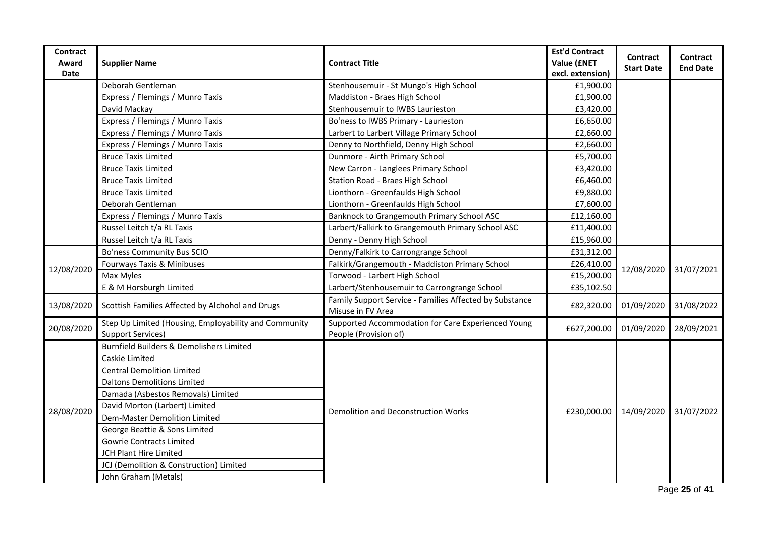| Contract Award Date | Supplier Name | Contract Title | Est'd Contract Value (£NET excl. extension) | Contract Start Date | Contract End Date |
|---|---|---|---|---|---|
| | Deborah Gentleman | Stenhousemuir - St Mungo's High School | £1,900.00 | | |
| | Express / Flemings / Munro Taxis | Maddiston - Braes High School | £1,900.00 | | |
| | David Mackay | Stenhousemuir to IWBS Laurieston | £3,420.00 | | |
| | Express / Flemings / Munro Taxis | Bo'ness to IWBS Primary - Laurieston | £6,650.00 | | |
| | Express / Flemings / Munro Taxis | Larbert to Larbert Village Primary School | £2,660.00 | | |
| | Express / Flemings / Munro Taxis | Denny to Northfield, Denny High School | £2,660.00 | | |
| | Bruce Taxis Limited | Dunmore - Airth Primary School | £5,700.00 | | |
| | Bruce Taxis Limited | New Carron - Langlees Primary School | £3,420.00 | | |
| | Bruce Taxis Limited | Station Road - Braes High School | £6,460.00 | | |
| | Bruce Taxis Limited | Lionthorn - Greenfaulds High School | £9,880.00 | | |
| | Deborah Gentleman | Lionthorn - Greenfaulds High School | £7,600.00 | | |
| | Express / Flemings / Munro Taxis | Banknock to Grangemouth Primary School ASC | £12,160.00 | | |
| | Russel Leitch t/a RL Taxis | Larbert/Falkirk to Grangemouth Primary School ASC | £11,400.00 | | |
| | Russel Leitch t/a RL Taxis | Denny - Denny High School | £15,960.00 | | |
| 12/08/2020 | Bo'ness Community Bus SCIO | Denny/Falkirk to Carrongrange School | £31,312.00 | 12/08/2020 | 31/07/2021 |
| | Fourways Taxis & Minibuses | Falkirk/Grangemouth - Maddiston Primary School | £26,410.00 | | |
| | Max Myles | Torwood - Larbert High School | £15,200.00 | | |
| | E & M Horsburgh Limited | Larbert/Stenhousemuir to Carrongrange School | £35,102.50 | | |
| 13/08/2020 | Scottish Families Affected by Alchohol and Drugs | Family Support Service - Families Affected by Substance Misuse in FV Area | £82,320.00 | 01/09/2020 | 31/08/2022 |
| 20/08/2020 | Step Up Limited (Housing, Employability and Community Support Services) | Supported Accommodation for Care Experienced Young People (Provision of) | £627,200.00 | 01/09/2020 | 28/09/2021 |
| 28/08/2020 | Burnfield Builders & Demolishers Limited | Demolition and Deconstruction Works | £230,000.00 | 14/09/2020 | 31/07/2022 |
| | Caskie Limited | | | | |
| | Central Demolition Limited | | | | |
| | Daltons Demolitions Limited | | | | |
| | Damada (Asbestos Removals) Limited | | | | |
| | David Morton (Larbert) Limited | | | | |
| | Dem-Master Demolition Limited | | | | |
| | George Beattie & Sons Limited | | | | |
| | Gowrie Contracts Limited | | | | |
| | JCH Plant Hire Limited | | | | |
| | JCJ (Demolition & Construction) Limited | | | | |
| | John Graham (Metals) | | | | |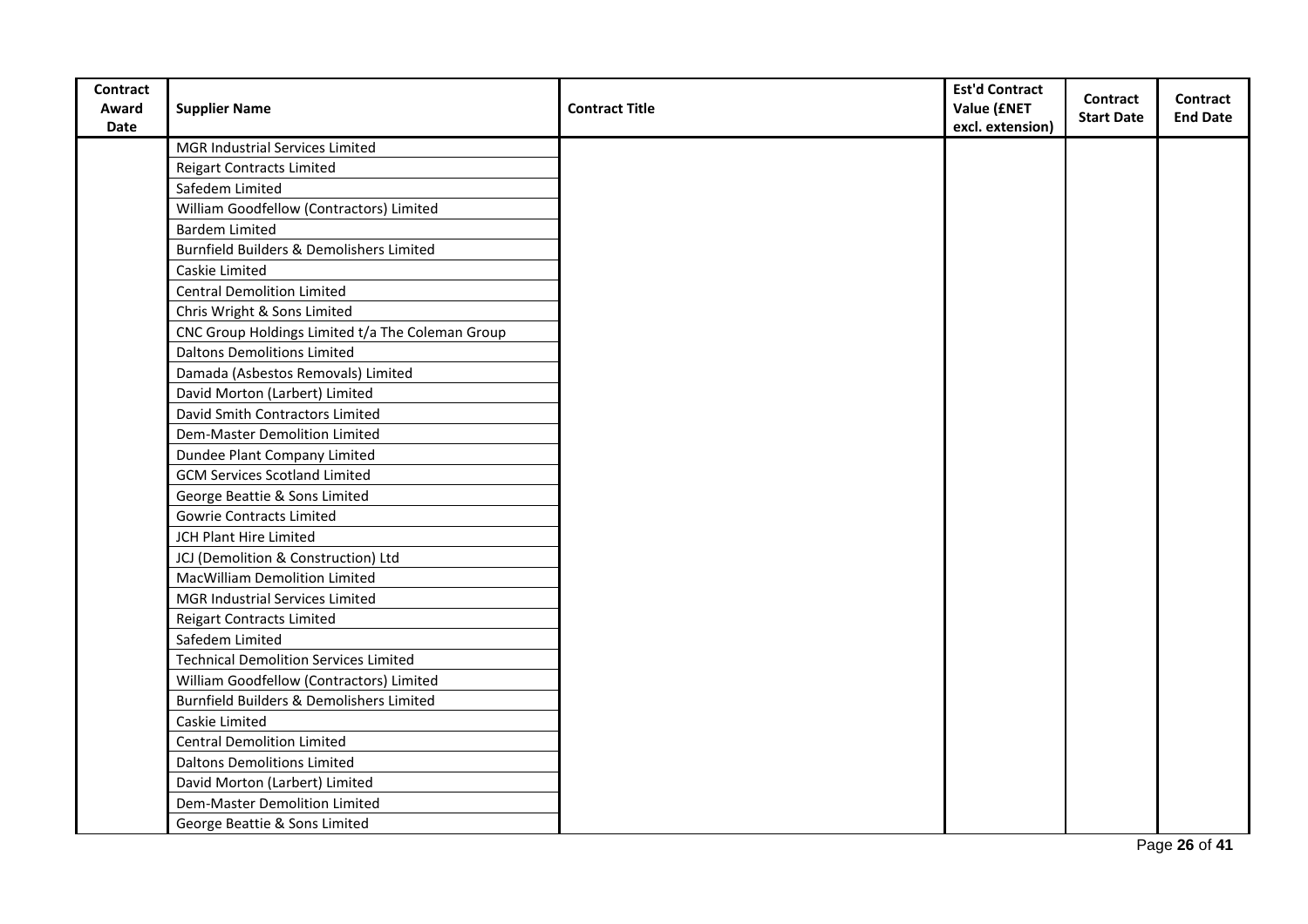| Contract Award Date | Supplier Name | Contract Title | Est'd Contract Value (£NET excl. extension) | Contract Start Date | Contract End Date |
|---|---|---|---|---|---|
| | MGR Industrial Services Limited | | | | |
| | Reigart Contracts Limited | | | | |
| | Safedem Limited | | | | |
| | William Goodfellow (Contractors) Limited | | | | |
| | Bardem Limited | | | | |
| | Burnfield Builders & Demolishers Limited | | | | |
| | Caskie Limited | | | | |
| | Central Demolition Limited | | | | |
| | Chris Wright & Sons Limited | | | | |
| | CNC Group Holdings Limited t/a The Coleman Group | | | | |
| | Daltons Demolitions Limited | | | | |
| | Damada (Asbestos Removals) Limited | | | | |
| | David Morton (Larbert) Limited | | | | |
| | David Smith Contractors Limited | | | | |
| | Dem-Master Demolition Limited | | | | |
| | Dundee Plant Company Limited | | | | |
| | GCM Services Scotland Limited | | | | |
| | George Beattie & Sons Limited | | | | |
| | Gowrie Contracts Limited | | | | |
| | JCH Plant Hire Limited | | | | |
| | JCJ (Demolition & Construction) Ltd | | | | |
| | MacWilliam Demolition Limited | | | | |
| | MGR Industrial Services Limited | | | | |
| | Reigart Contracts Limited | | | | |
| | Safedem Limited | | | | |
| | Technical Demolition Services Limited | | | | |
| | William Goodfellow (Contractors) Limited | | | | |
| | Burnfield Builders & Demolishers Limited | | | | |
| | Caskie Limited | | | | |
| | Central Demolition Limited | | | | |
| | Daltons Demolitions Limited | | | | |
| | David Morton (Larbert) Limited | | | | |
| | Dem-Master Demolition Limited | | | | |
| | George Beattie & Sons Limited | | | | |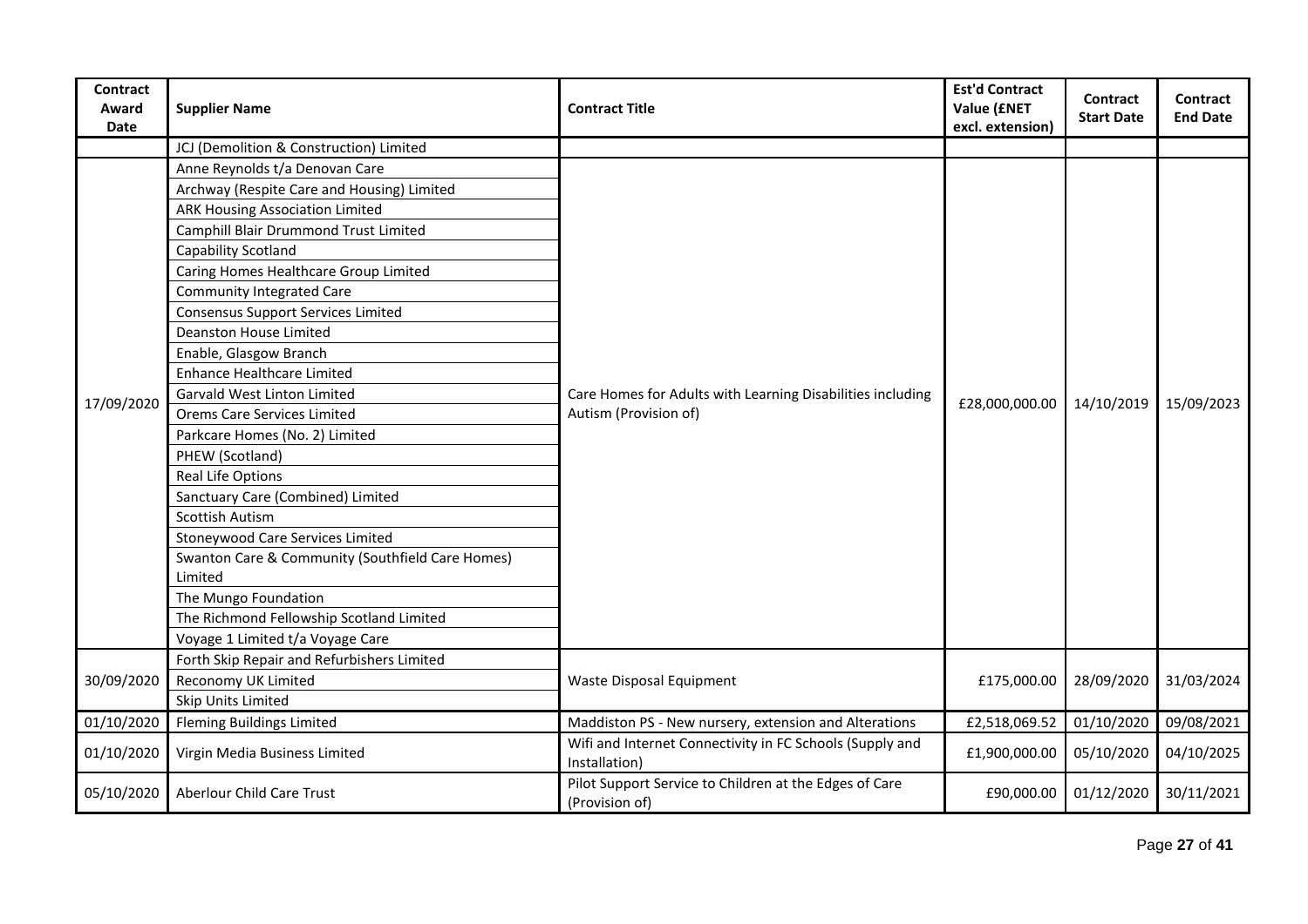| Contract Award Date | Supplier Name | Contract Title | Est'd Contract Value (£NET excl. extension) | Contract Start Date | Contract End Date |
|---|---|---|---|---|---|
| | JCJ (Demolition & Construction) Limited | | | | |
| 17/09/2020 | Anne Reynolds t/a Denovan Care | Care Homes for Adults with Learning Disabilities including Autism (Provision of) | £28,000,000.00 | 14/10/2019 | 15/09/2023 |
| | Archway (Respite Care and Housing) Limited | | | | |
| | ARK Housing Association Limited | | | | |
| | Camphill Blair Drummond Trust Limited | | | | |
| | Capability Scotland | | | | |
| | Caring Homes Healthcare Group Limited | | | | |
| | Community Integrated Care | | | | |
| | Consensus Support Services Limited | | | | |
| | Deanston House Limited | | | | |
| | Enable, Glasgow Branch | | | | |
| | Enhance Healthcare Limited | | | | |
| | Garvald West Linton Limited | | | | |
| | Orems Care Services Limited | | | | |
| | Parkcare Homes (No. 2) Limited | | | | |
| | PHEW (Scotland) | | | | |
| | Real Life Options | | | | |
| | Sanctuary Care (Combined) Limited | | | | |
| | Scottish Autism | | | | |
| | Stoneywood Care Services Limited | | | | |
| | Swanton Care & Community (Southfield Care Homes) Limited | | | | |
| | The Mungo Foundation | | | | |
| | The Richmond Fellowship Scotland Limited | | | | |
| | Voyage 1 Limited t/a Voyage Care | | | | |
| 30/09/2020 | Forth Skip Repair and Refurbishers Limited | Waste Disposal Equipment | £175,000.00 | 28/09/2020 | 31/03/2024 |
| | Reconomy UK Limited | | | | |
| | Skip Units Limited | | | | |
| 01/10/2020 | Fleming Buildings Limited | Maddiston PS - New nursery, extension and Alterations | £2,518,069.52 | 01/10/2020 | 09/08/2021 |
| 01/10/2020 | Virgin Media Business Limited | Wifi and Internet Connectivity in FC Schools (Supply and Installation) | £1,900,000.00 | 05/10/2020 | 04/10/2025 |
| 05/10/2020 | Aberlour Child Care Trust | Pilot Support Service to Children at the Edges of Care (Provision of) | £90,000.00 | 01/12/2020 | 30/11/2021 |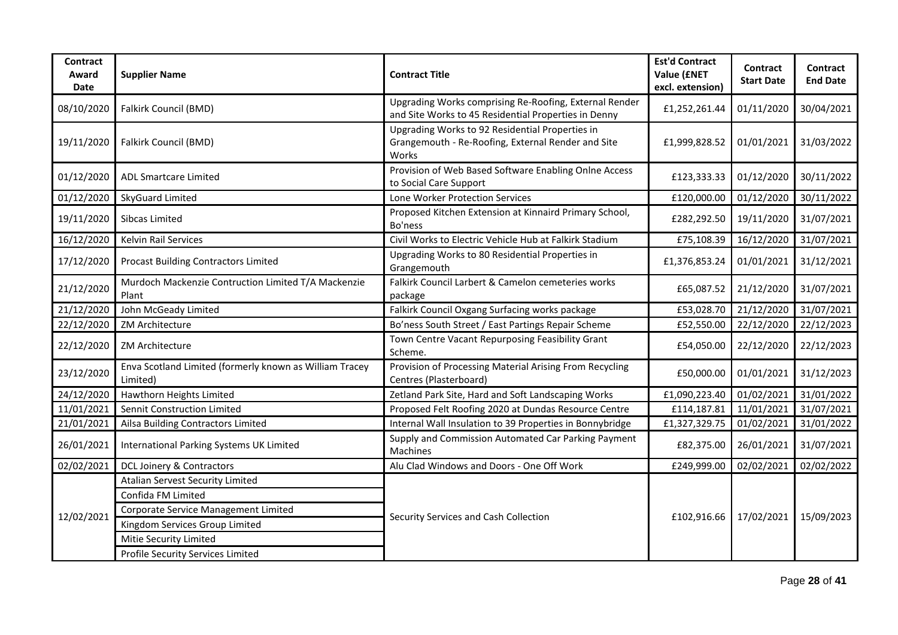| Contract Award Date | Supplier Name | Contract Title | Est'd Contract Value (£NET excl. extension) | Contract Start Date | Contract End Date |
|---|---|---|---|---|---|
| 08/10/2020 | Falkirk Council (BMD) | Upgrading Works comprising Re-Roofing, External Render and Site Works to 45 Residential Properties in Denny | £1,252,261.44 | 01/11/2020 | 30/04/2021 |
| 19/11/2020 | Falkirk Council (BMD) | Upgrading Works to 92 Residential Properties in Grangemouth - Re-Roofing, External Render and Site Works | £1,999,828.52 | 01/01/2021 | 31/03/2022 |
| 01/12/2020 | ADL Smartcare Limited | Provision of Web Based Software Enabling Onlne Access to Social Care Support | £123,333.33 | 01/12/2020 | 30/11/2022 |
| 01/12/2020 | SkyGuard Limited | Lone Worker Protection Services | £120,000.00 | 01/12/2020 | 30/11/2022 |
| 19/11/2020 | Sibcas Limited | Proposed Kitchen Extension at Kinnaird Primary School, Bo'ness | £282,292.50 | 19/11/2020 | 31/07/2021 |
| 16/12/2020 | Kelvin Rail Services | Civil Works to Electric Vehicle Hub at Falkirk Stadium | £75,108.39 | 16/12/2020 | 31/07/2021 |
| 17/12/2020 | Procast Building Contractors Limited | Upgrading Works to 80 Residential Properties in Grangemouth | £1,376,853.24 | 01/01/2021 | 31/12/2021 |
| 21/12/2020 | Murdoch Mackenzie Contruction Limited T/A Mackenzie Plant | Falkirk Council Larbert & Camelon cemeteries works package | £65,087.52 | 21/12/2020 | 31/07/2021 |
| 21/12/2020 | John McGeady Limited | Falkirk Council Oxgang Surfacing works package | £53,028.70 | 21/12/2020 | 31/07/2021 |
| 22/12/2020 | ZM Architecture | Bo'ness South Street / East Partings Repair Scheme | £52,550.00 | 22/12/2020 | 22/12/2023 |
| 22/12/2020 | ZM Architecture | Town Centre Vacant Repurposing Feasibility Grant Scheme. | £54,050.00 | 22/12/2020 | 22/12/2023 |
| 23/12/2020 | Enva Scotland Limited (formerly known as William Tracey Limited) | Provision of Processing Material Arising From Recycling Centres (Plasterboard) | £50,000.00 | 01/01/2021 | 31/12/2023 |
| 24/12/2020 | Hawthorn Heights Limited | Zetland Park Site, Hard and Soft Landscaping Works | £1,090,223.40 | 01/02/2021 | 31/01/2022 |
| 11/01/2021 | Sennit Construction Limited | Proposed Felt Roofing 2020 at Dundas Resource Centre | £114,187.81 | 11/01/2021 | 31/07/2021 |
| 21/01/2021 | Ailsa Building Contractors Limited | Internal Wall Insulation to 39 Properties in Bonnybridge | £1,327,329.75 | 01/02/2021 | 31/01/2022 |
| 26/01/2021 | International Parking Systems UK Limited | Supply and Commission Automated Car Parking Payment Machines | £82,375.00 | 26/01/2021 | 31/07/2021 |
| 02/02/2021 | DCL Joinery & Contractors | Alu Clad Windows and Doors - One Off Work | £249,999.00 | 02/02/2021 | 02/02/2022 |
| 12/02/2021 | Atalian Servest Security Limited<br>Confida FM Limited<br>Corporate Service Management Limited<br>Kingdom Services Group Limited<br>Mitie Security Limited<br>Profile Security Services Limited | Security Services and Cash Collection | £102,916.66 | 17/02/2021 | 15/09/2023 |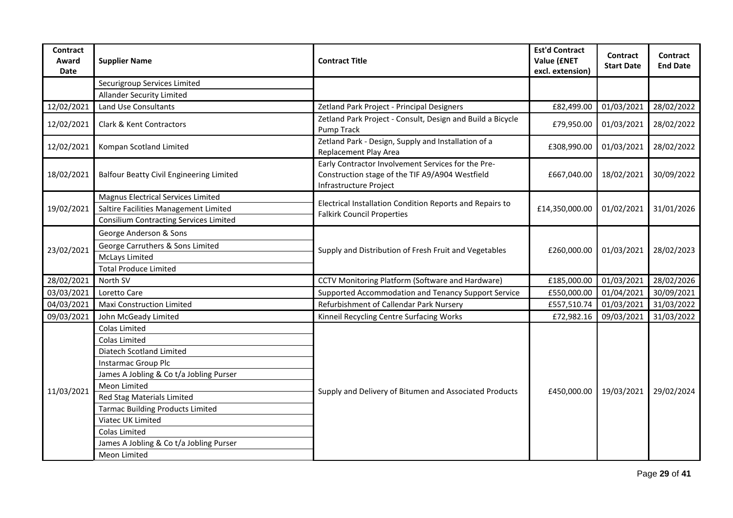| Contract Award Date | Supplier Name | Contract Title | Est'd Contract Value (£NET excl. extension) | Contract Start Date | Contract End Date |
|---|---|---|---|---|---|
| | Securigroup Services Limited | | | | |
| | Allander Security Limited | | | | |
| 12/02/2021 | Land Use Consultants | Zetland Park Project - Principal Designers | £82,499.00 | 01/03/2021 | 28/02/2022 |
| 12/02/2021 | Clark & Kent Contractors | Zetland Park Project - Consult, Design and Build a Bicycle Pump Track | £79,950.00 | 01/03/2021 | 28/02/2022 |
| 12/02/2021 | Kompan Scotland Limited | Zetland Park - Design, Supply and Installation of a Replacement Play Area | £308,990.00 | 01/03/2021 | 28/02/2022 |
| 18/02/2021 | Balfour Beatty Civil Engineering Limited | Early Contractor Involvement Services for the Pre-Construction stage of the TIF A9/A904 Westfield Infrastructure Project | £667,040.00 | 18/02/2021 | 30/09/2022 |
| 19/02/2021 | Magnus Electrical Services Limited | Electrical Installation Condition Reports and Repairs to Falkirk Council Properties | £14,350,000.00 | 01/02/2021 | 31/01/2026 |
| | Saltire Facilities Management Limited | | | | |
| | Consilium Contracting Services Limited | | | | |
| 23/02/2021 | George Anderson & Sons | Supply and Distribution of Fresh Fruit and Vegetables | £260,000.00 | 01/03/2021 | 28/02/2023 |
| | George Carruthers & Sons Limited | | | | |
| | McLays Limited | | | | |
| | Total Produce Limited | | | | |
| 28/02/2021 | North SV | CCTV Monitoring Platform (Software and Hardware) | £185,000.00 | 01/03/2021 | 28/02/2026 |
| 03/03/2021 | Loretto Care | Supported Accommodation and Tenancy Support Service | £550,000.00 | 01/04/2021 | 30/09/2021 |
| 04/03/2021 | Maxi Construction Limited | Refurbishment of Callendar Park Nursery | £557,510.74 | 01/03/2021 | 31/03/2022 |
| 09/03/2021 | John McGeady Limited | Kinneil Recycling Centre Surfacing Works | £72,982.16 | 09/03/2021 | 31/03/2022 |
| 11/03/2021 | Colas Limited | Supply and Delivery of Bitumen and Associated Products | £450,000.00 | 19/03/2021 | 29/02/2024 |
| | Colas Limited | | | | |
| | Diatech Scotland Limited | | | | |
| | Instarmac Group Plc | | | | |
| | James A Jobling & Co t/a Jobling Purser | | | | |
| | Meon Limited | | | | |
| | Red Stag Materials Limited | | | | |
| | Tarmac Building Products Limited | | | | |
| | Viatec UK Limited | | | | |
| | Colas Limited | | | | |
| | James A Jobling & Co t/a Jobling Purser | | | | |
| | Meon Limited | | | | |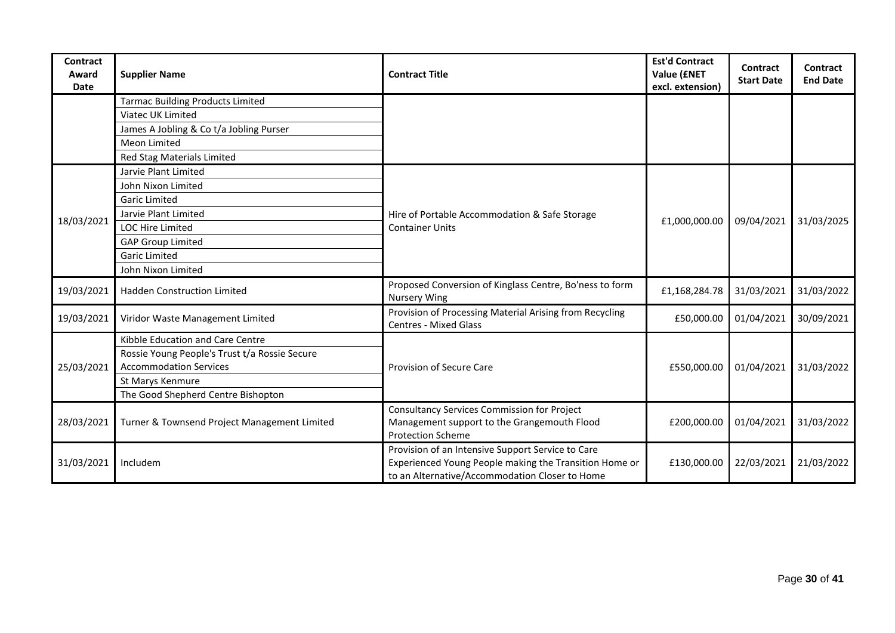| Contract Award Date | Supplier Name | Contract Title | Est'd Contract Value (£NET excl. extension) | Contract Start Date | Contract End Date |
|---|---|---|---|---|---|
| | Tarmac Building Products Limited | | | | |
| | Viatec UK Limited | | | | |
| | James A Jobling & Co t/a Jobling Purser | | | | |
| | Meon Limited | | | | |
| | Red Stag Materials Limited | | | | |
| 18/03/2021 | Jarvie Plant Limited | Hire of Portable Accommodation & Safe Storage Container Units | £1,000,000.00 | 09/04/2021 | 31/03/2025 |
| | John Nixon Limited | | | | |
| | Garic Limited | | | | |
| | Jarvie Plant Limited | | | | |
| | LOC Hire Limited | | | | |
| | GAP Group Limited | | | | |
| | Garic Limited | | | | |
| | John Nixon Limited | | | | |
| 19/03/2021 | Hadden Construction Limited | Proposed Conversion of Kinglass Centre, Bo'ness to form Nursery Wing | £1,168,284.78 | 31/03/2021 | 31/03/2022 |
| 19/03/2021 | Viridor Waste Management Limited | Provision of Processing Material Arising from Recycling Centres - Mixed Glass | £50,000.00 | 01/04/2021 | 30/09/2021 |
| 25/03/2021 | Kibble Education and Care Centre | Provision of Secure Care | £550,000.00 | 01/04/2021 | 31/03/2022 |
| | Rossie Young People's Trust t/a Rossie Secure Accommodation Services | | | | |
| | St Marys Kenmure | | | | |
| | The Good Shepherd Centre Bishopton | | | | |
| 28/03/2021 | Turner & Townsend Project Management Limited | Consultancy Services Commission for Project Management support to the Grangemouth Flood Protection Scheme | £200,000.00 | 01/04/2021 | 31/03/2022 |
| 31/03/2021 | Includem | Provision of an Intensive Support Service to Care Experienced Young People making the Transition Home or to an Alternative/Accommodation Closer to Home | £130,000.00 | 22/03/2021 | 21/03/2022 |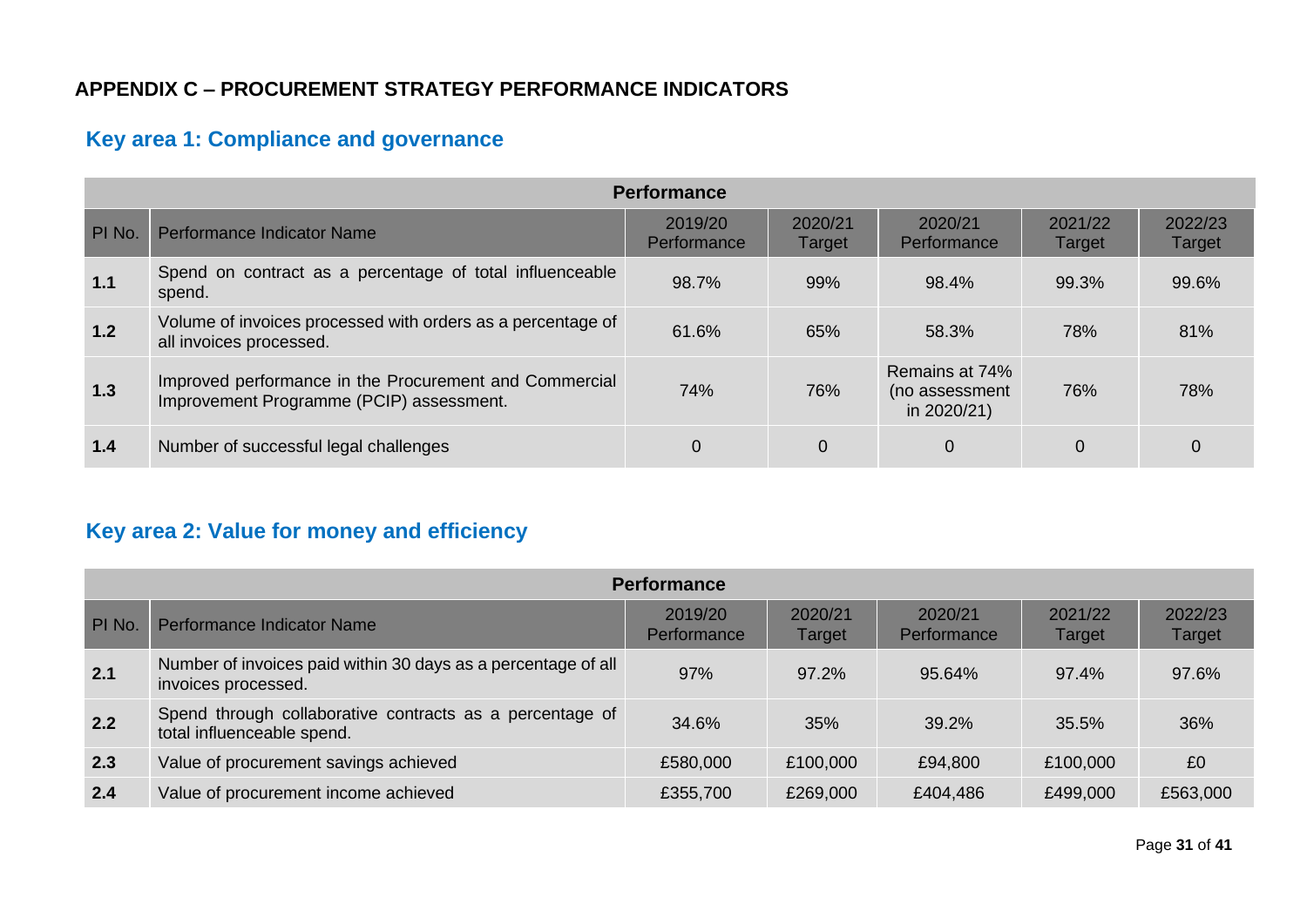# APPENDIX C – PROCUREMENT STRATEGY PERFORMANCE INDICATORS

## Key area 1: Compliance and governance

| Performance | | | | | | |
|---|---|---|---|---|---|---|
| PI No. | Performance Indicator Name | 2019/20 Performance | 2020/21 Target | 2020/21 Performance | 2021/22 Target | 2022/23 Target |
| **1.1** | Spend on contract as a percentage of total influenceable spend. | 98.7% | 99% | 98.4% | 99.3% | 99.6% |
| **1.2** | Volume of invoices processed with orders as a percentage of all invoices processed. | 61.6% | 65% | 58.3% | 78% | 81% |
| **1.3** | Improved performance in the Procurement and Commercial Improvement Programme (PCIP) assessment. | 74% | 76% | Remains at 74% (no assessment in 2020/21) | 76% | 78% |
| **1.4** | Number of successful legal challenges | 0 | 0 | 0 | 0 | 0 |

## Key area 2: Value for money and efficiency

| Performance | | | | | | |
|---|---|---|---|---|---|---|
| PI No. | Performance Indicator Name | 2019/20 Performance | 2020/21 Target | 2020/21 Performance | 2021/22 Target | 2022/23 Target |
| **2.1** | Number of invoices paid within 30 days as a percentage of all invoices processed. | 97% | 97.2% | 95.64% | 97.4% | 97.6% |
| **2.2** | Spend through collaborative contracts as a percentage of total influenceable spend. | 34.6% | 35% | 39.2% | 35.5% | 36% |
| **2.3** | Value of procurement savings achieved | £580,000 | £100,000 | £94,800 | £100,000 | £0 |
| **2.4** | Value of procurement income achieved | £355,700 | £269,000 | £404,486 | £499,000 | £563,000 |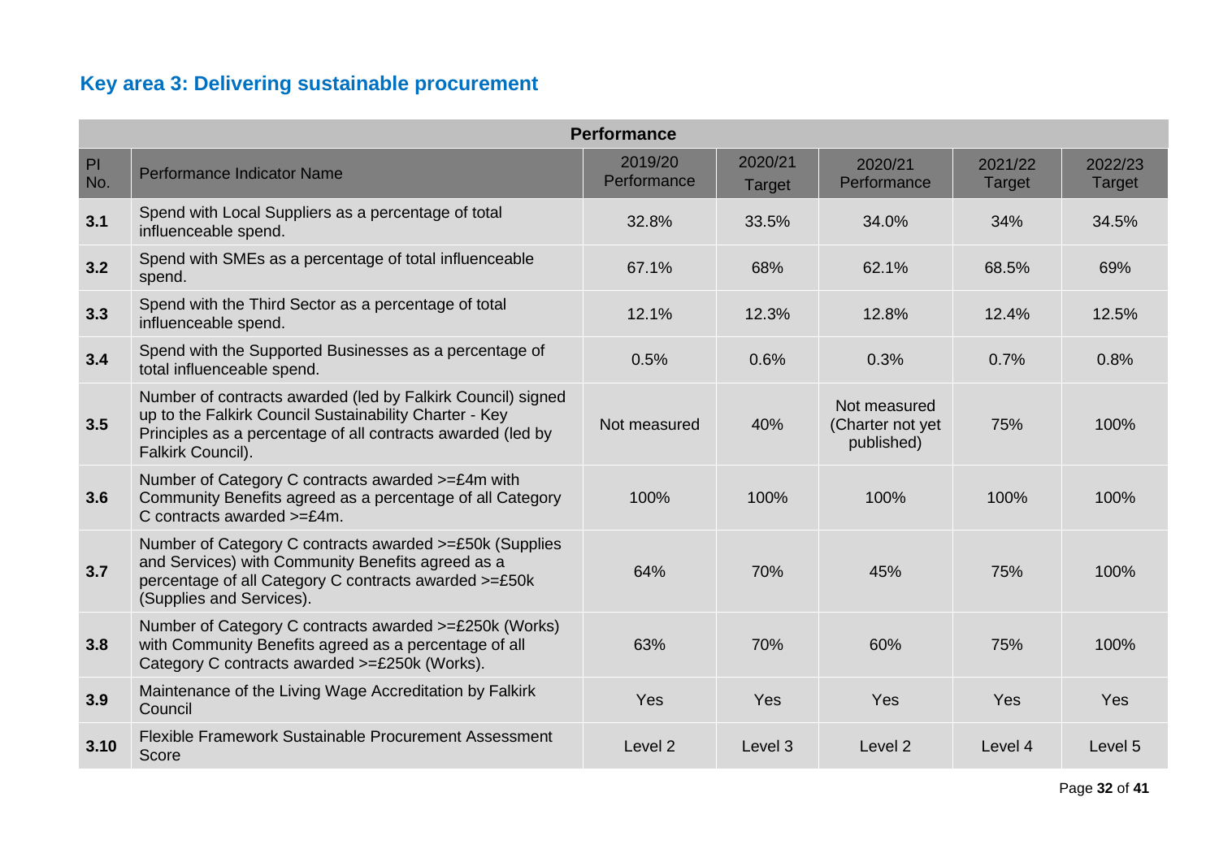## Key area 3: Delivering sustainable procurement

| Performance | | | | | | |
|---|---|---|---|---|---|---|
| PI No. | Performance Indicator Name | 2019/20 Performance | 2020/21 Target | 2020/21 Performance | 2021/22 Target | 2022/23 Target |
| **3.1** | Spend with Local Suppliers as a percentage of total influenceable spend. | 32.8% | 33.5% | 34.0% | 34% | 34.5% |
| **3.2** | Spend with SMEs as a percentage of total influenceable spend. | 67.1% | 68% | 62.1% | 68.5% | 69% |
| **3.3** | Spend with the Third Sector as a percentage of total influenceable spend. | 12.1% | 12.3% | 12.8% | 12.4% | 12.5% |
| **3.4** | Spend with the Supported Businesses as a percentage of total influenceable spend. | 0.5% | 0.6% | 0.3% | 0.7% | 0.8% |
| **3.5** | Number of contracts awarded (led by Falkirk Council) signed up to the Falkirk Council Sustainability Charter - Key Principles as a percentage of all contracts awarded (led by Falkirk Council). | Not measured | 40% | Not measured (Charter not yet published) | 75% | 100% |
| **3.6** | Number of Category C contracts awarded >=£4m with Community Benefits agreed as a percentage of all Category C contracts awarded >=£4m. | 100% | 100% | 100% | 100% | 100% |
| **3.7** | Number of Category C contracts awarded >=£50k (Supplies and Services) with Community Benefits agreed as a percentage of all Category C contracts awarded >=£50k (Supplies and Services). | 64% | 70% | 45% | 75% | 100% |
| **3.8** | Number of Category C contracts awarded >=£250k (Works) with Community Benefits agreed as a percentage of all Category C contracts awarded >=£250k (Works). | 63% | 70% | 60% | 75% | 100% |
| **3.9** | Maintenance of the Living Wage Accreditation by Falkirk Council | Yes | Yes | Yes | Yes | Yes |
| **3.10** | Flexible Framework Sustainable Procurement Assessment Score | Level 2 | Level 3 | Level 2 | Level 4 | Level 5 |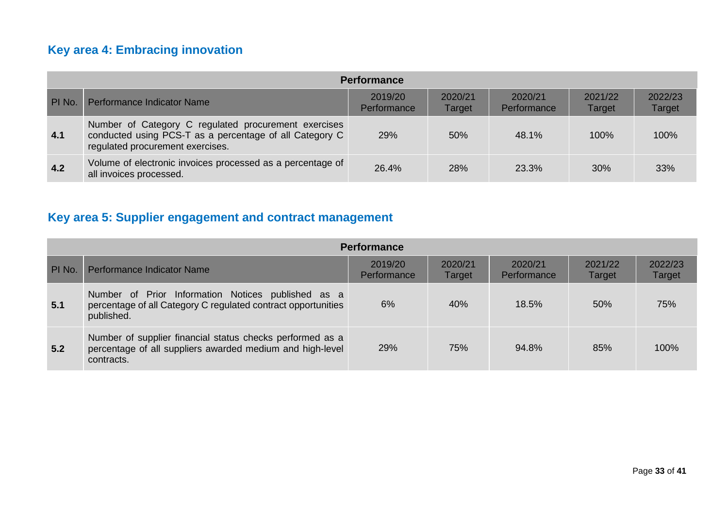## Key area 4: Embracing innovation

| Performance | | | | | | |
|---|---|---|---|---|---|---|
| PI No. | Performance Indicator Name | 2019/20 Performance | 2020/21 Target | 2020/21 Performance | 2021/22 Target | 2022/23 Target |
| **4.1** | Number of Category C regulated procurement exercises conducted using PCS-T as a percentage of all Category C regulated procurement exercises. | 29% | 50% | 48.1% | 100% | 100% |
| **4.2** | Volume of electronic invoices processed as a percentage of all invoices processed. | 26.4% | 28% | 23.3% | 30% | 33% |

## Key area 5: Supplier engagement and contract management

| Performance | | | | | | |
|---|---|---|---|---|---|---|
| PI No. | Performance Indicator Name | 2019/20 Performance | 2020/21 Target | 2020/21 Performance | 2021/22 Target | 2022/23 Target |
| **5.1** | Number of Prior Information Notices published as a percentage of all Category C regulated contract opportunities published. | 6% | 40% | 18.5% | 50% | 75% |
| **5.2** | Number of supplier financial status checks performed as a percentage of all suppliers awarded medium and high-level contracts. | 29% | 75% | 94.8% | 85% | 100% |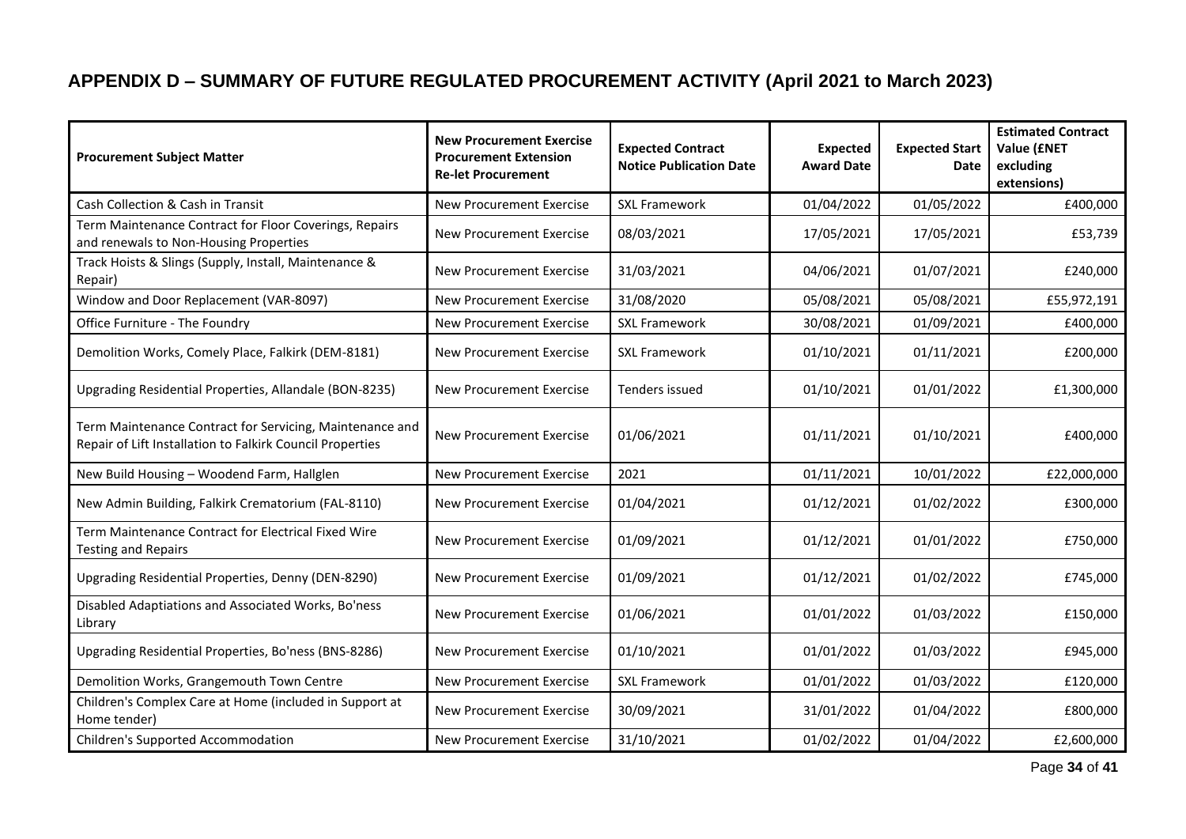## APPENDIX D – SUMMARY OF FUTURE REGULATED PROCUREMENT ACTIVITY (April 2021 to March 2023)

| Procurement Subject Matter | New Procurement Exercise Procurement Extension Re-let Procurement | Expected Contract Notice Publication Date | Expected Award Date | Expected Start Date | Estimated Contract Value (£NET excluding extensions) |
|---|---|---|---|---|---|
| Cash Collection & Cash in Transit | New Procurement Exercise | SXL Framework | 01/04/2022 | 01/05/2022 | £400,000 |
| Term Maintenance Contract for Floor Coverings, Repairs and renewals to Non-Housing Properties | New Procurement Exercise | 08/03/2021 | 17/05/2021 | 17/05/2021 | £53,739 |
| Track Hoists & Slings (Supply, Install, Maintenance & Repair) | New Procurement Exercise | 31/03/2021 | 04/06/2021 | 01/07/2021 | £240,000 |
| Window and Door Replacement (VAR-8097) | New Procurement Exercise | 31/08/2020 | 05/08/2021 | 05/08/2021 | £55,972,191 |
| Office Furniture - The Foundry | New Procurement Exercise | SXL Framework | 30/08/2021 | 01/09/2021 | £400,000 |
| Demolition Works, Comely Place, Falkirk (DEM-8181) | New Procurement Exercise | SXL Framework | 01/10/2021 | 01/11/2021 | £200,000 |
| Upgrading Residential Properties, Allandale (BON-8235) | New Procurement Exercise | Tenders issued | 01/10/2021 | 01/01/2022 | £1,300,000 |
| Term Maintenance Contract for Servicing, Maintenance and Repair of Lift Installation to Falkirk Council Properties | New Procurement Exercise | 01/06/2021 | 01/11/2021 | 01/10/2021 | £400,000 |
| New Build Housing – Woodend Farm, Hallglen | New Procurement Exercise | 2021 | 01/11/2021 | 10/01/2022 | £22,000,000 |
| New Admin Building, Falkirk Crematorium (FAL-8110) | New Procurement Exercise | 01/04/2021 | 01/12/2021 | 01/02/2022 | £300,000 |
| Term Maintenance Contract for Electrical Fixed Wire Testing and Repairs | New Procurement Exercise | 01/09/2021 | 01/12/2021 | 01/01/2022 | £750,000 |
| Upgrading Residential Properties, Denny (DEN-8290) | New Procurement Exercise | 01/09/2021 | 01/12/2021 | 01/02/2022 | £745,000 |
| Disabled Adaptiations and Associated Works, Bo'ness Library | New Procurement Exercise | 01/06/2021 | 01/01/2022 | 01/03/2022 | £150,000 |
| Upgrading Residential Properties, Bo'ness (BNS-8286) | New Procurement Exercise | 01/10/2021 | 01/01/2022 | 01/03/2022 | £945,000 |
| Demolition Works, Grangemouth Town Centre | New Procurement Exercise | SXL Framework | 01/01/2022 | 01/03/2022 | £120,000 |
| Children's Complex Care at Home (included in Support at Home tender) | New Procurement Exercise | 30/09/2021 | 31/01/2022 | 01/04/2022 | £800,000 |
| Children's Supported Accommodation | New Procurement Exercise | 31/10/2021 | 01/02/2022 | 01/04/2022 | £2,600,000 |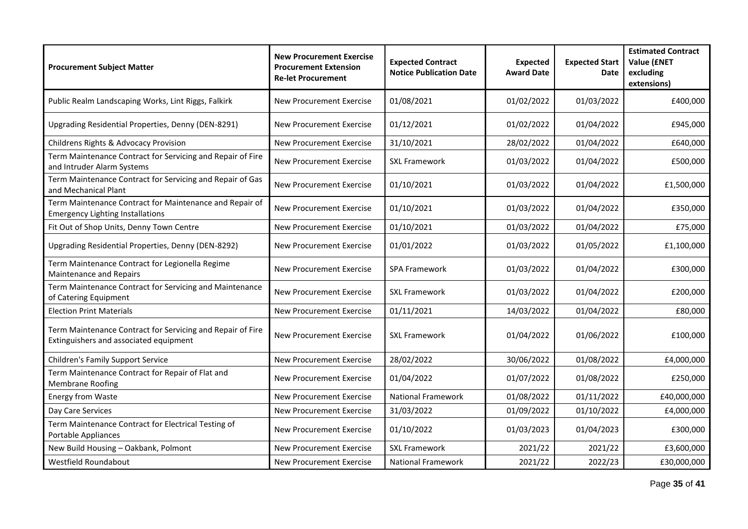| Procurement Subject Matter | New Procurement Exercise Procurement Extension Re-let Procurement | Expected Contract Notice Publication Date | Expected Award Date | Expected Start Date | Estimated Contract Value (£NET excluding extensions) |
|---|---|---|---|---|---|
| Public Realm Landscaping Works, Lint Riggs, Falkirk | New Procurement Exercise | 01/08/2021 | 01/02/2022 | 01/03/2022 | £400,000 |
| Upgrading Residential Properties, Denny (DEN-8291) | New Procurement Exercise | 01/12/2021 | 01/02/2022 | 01/04/2022 | £945,000 |
| Childrens Rights & Advocacy Provision | New Procurement Exercise | 31/10/2021 | 28/02/2022 | 01/04/2022 | £640,000 |
| Term Maintenance Contract for Servicing and Repair of Fire and Intruder Alarm Systems | New Procurement Exercise | SXL Framework | 01/03/2022 | 01/04/2022 | £500,000 |
| Term Maintenance Contract for Servicing and Repair of Gas and Mechanical Plant | New Procurement Exercise | 01/10/2021 | 01/03/2022 | 01/04/2022 | £1,500,000 |
| Term Maintenance Contract for Maintenance and Repair of Emergency Lighting Installations | New Procurement Exercise | 01/10/2021 | 01/03/2022 | 01/04/2022 | £350,000 |
| Fit Out of Shop Units, Denny Town Centre | New Procurement Exercise | 01/10/2021 | 01/03/2022 | 01/04/2022 | £75,000 |
| Upgrading Residential Properties, Denny (DEN-8292) | New Procurement Exercise | 01/01/2022 | 01/03/2022 | 01/05/2022 | £1,100,000 |
| Term Maintenance Contract for Legionella Regime Maintenance and Repairs | New Procurement Exercise | SPA Framework | 01/03/2022 | 01/04/2022 | £300,000 |
| Term Maintenance Contract for Servicing and Maintenance of Catering Equipment | New Procurement Exercise | SXL Framework | 01/03/2022 | 01/04/2022 | £200,000 |
| Election Print Materials | New Procurement Exercise | 01/11/2021 | 14/03/2022 | 01/04/2022 | £80,000 |
| Term Maintenance Contract for Servicing and Repair of Fire Extinguishers and associated equipment | New Procurement Exercise | SXL Framework | 01/04/2022 | 01/06/2022 | £100,000 |
| Children's Family Support Service | New Procurement Exercise | 28/02/2022 | 30/06/2022 | 01/08/2022 | £4,000,000 |
| Term Maintenance Contract for Repair of Flat and Membrane Roofing | New Procurement Exercise | 01/04/2022 | 01/07/2022 | 01/08/2022 | £250,000 |
| Energy from Waste | New Procurement Exercise | National Framework | 01/08/2022 | 01/11/2022 | £40,000,000 |
| Day Care Services | New Procurement Exercise | 31/03/2022 | 01/09/2022 | 01/10/2022 | £4,000,000 |
| Term Maintenance Contract for Electrical Testing of Portable Appliances | New Procurement Exercise | 01/10/2022 | 01/03/2023 | 01/04/2023 | £300,000 |
| New Build Housing – Oakbank, Polmont | New Procurement Exercise | SXL Framework | 2021/22 | 2021/22 | £3,600,000 |
| Westfield Roundabout | New Procurement Exercise | National Framework | 2021/22 | 2022/23 | £30,000,000 |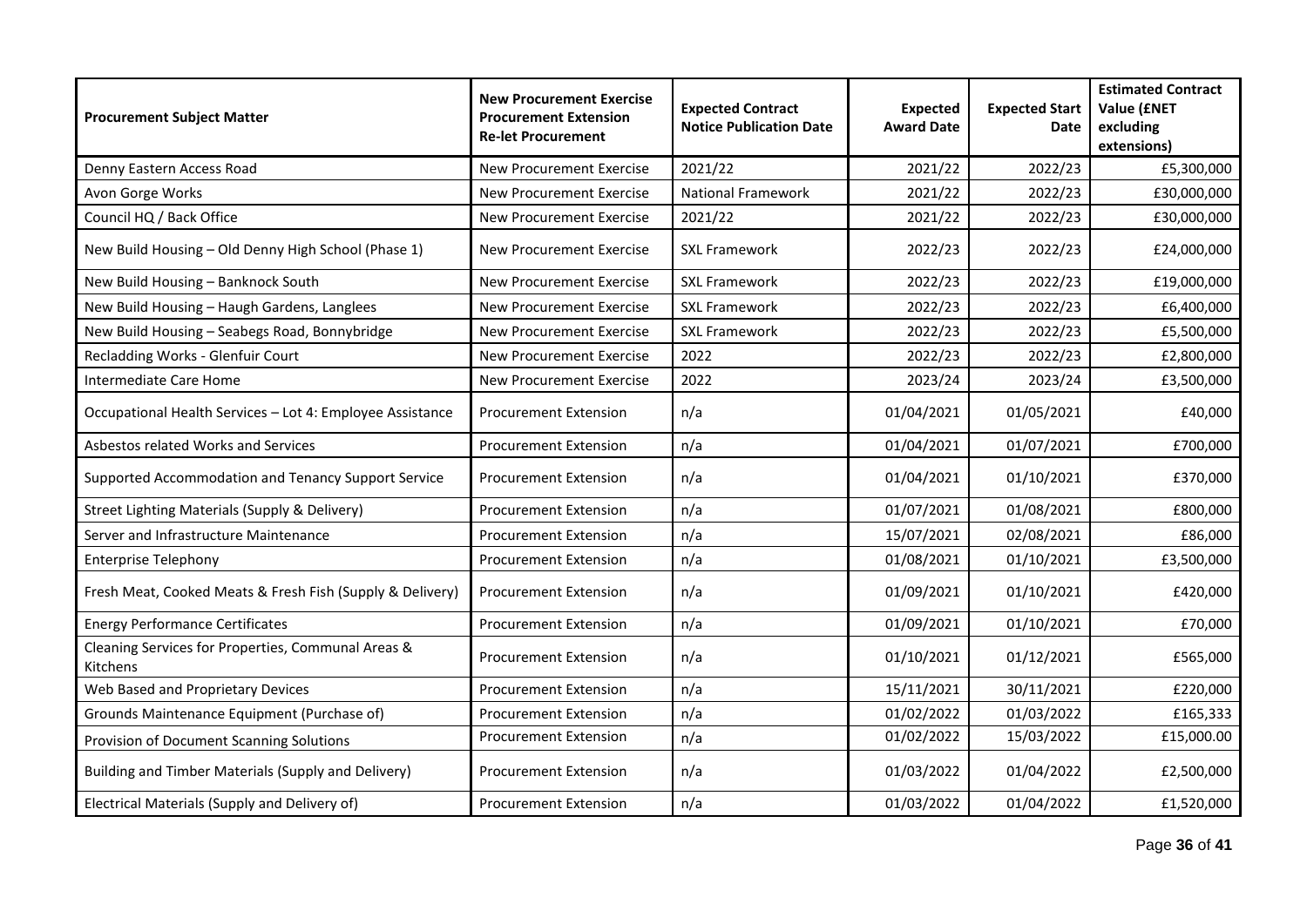| Procurement Subject Matter | New Procurement Exercise<br>Procurement Extension<br>Re-let Procurement | Expected Contract Notice Publication Date | Expected Award Date | Expected Start Date | Estimated Contract Value (£NET excluding extensions) |
|---|---|---|---|---|---|
| Denny Eastern Access Road | New Procurement Exercise | 2021/22 | 2021/22 | 2022/23 | £5,300,000 |
| Avon Gorge Works | New Procurement Exercise | National Framework | 2021/22 | 2022/23 | £30,000,000 |
| Council HQ / Back Office | New Procurement Exercise | 2021/22 | 2021/22 | 2022/23 | £30,000,000 |
| New Build Housing – Old Denny High School (Phase 1) | New Procurement Exercise | SXL Framework | 2022/23 | 2022/23 | £24,000,000 |
| New Build Housing – Banknock South | New Procurement Exercise | SXL Framework | 2022/23 | 2022/23 | £19,000,000 |
| New Build Housing – Haugh Gardens, Langlees | New Procurement Exercise | SXL Framework | 2022/23 | 2022/23 | £6,400,000 |
| New Build Housing – Seabegs Road, Bonnybridge | New Procurement Exercise | SXL Framework | 2022/23 | 2022/23 | £5,500,000 |
| Recladding Works - Glenfuir Court | New Procurement Exercise | 2022 | 2022/23 | 2022/23 | £2,800,000 |
| Intermediate Care Home | New Procurement Exercise | 2022 | 2023/24 | 2023/24 | £3,500,000 |
| Occupational Health Services – Lot 4: Employee Assistance | Procurement Extension | n/a | 01/04/2021 | 01/05/2021 | £40,000 |
| Asbestos related Works and Services | Procurement Extension | n/a | 01/04/2021 | 01/07/2021 | £700,000 |
| Supported Accommodation and Tenancy Support Service | Procurement Extension | n/a | 01/04/2021 | 01/10/2021 | £370,000 |
| Street Lighting Materials (Supply & Delivery) | Procurement Extension | n/a | 01/07/2021 | 01/08/2021 | £800,000 |
| Server and Infrastructure Maintenance | Procurement Extension | n/a | 15/07/2021 | 02/08/2021 | £86,000 |
| Enterprise Telephony | Procurement Extension | n/a | 01/08/2021 | 01/10/2021 | £3,500,000 |
| Fresh Meat, Cooked Meats & Fresh Fish (Supply & Delivery) | Procurement Extension | n/a | 01/09/2021 | 01/10/2021 | £420,000 |
| Energy Performance Certificates | Procurement Extension | n/a | 01/09/2021 | 01/10/2021 | £70,000 |
| Cleaning Services for Properties, Communal Areas & Kitchens | Procurement Extension | n/a | 01/10/2021 | 01/12/2021 | £565,000 |
| Web Based and Proprietary Devices | Procurement Extension | n/a | 15/11/2021 | 30/11/2021 | £220,000 |
| Grounds Maintenance Equipment (Purchase of) | Procurement Extension | n/a | 01/02/2022 | 01/03/2022 | £165,333 |
| Provision of Document Scanning Solutions | Procurement Extension | n/a | 01/02/2022 | 15/03/2022 | £15,000.00 |
| Building and Timber Materials (Supply and Delivery) | Procurement Extension | n/a | 01/03/2022 | 01/04/2022 | £2,500,000 |
| Electrical Materials (Supply and Delivery of) | Procurement Extension | n/a | 01/03/2022 | 01/04/2022 | £1,520,000 |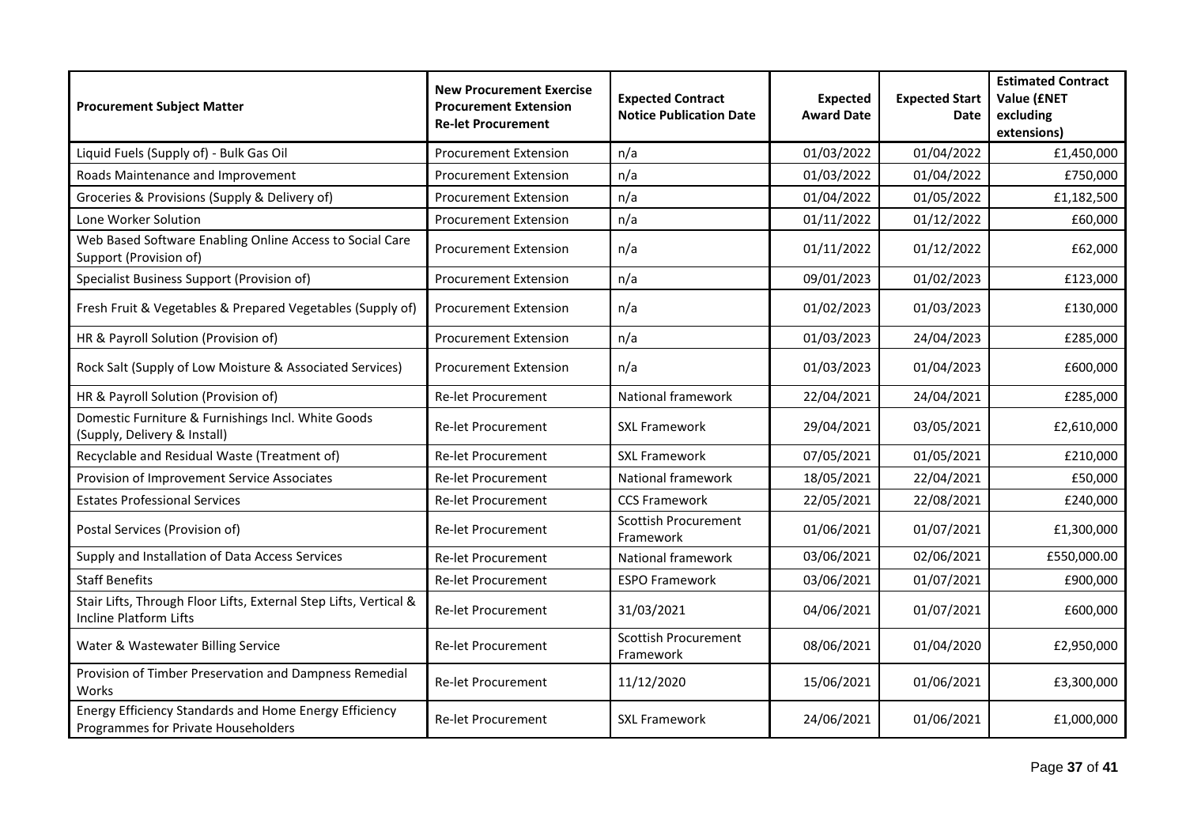| Procurement Subject Matter | New Procurement Exercise<br>Procurement Extension<br>Re-let Procurement | Expected Contract Notice Publication Date | Expected Award Date | Expected Start Date | Estimated Contract Value (£NET excluding extensions) |
|---|---|---|---|---|---|
| Liquid Fuels (Supply of) - Bulk Gas Oil | Procurement Extension | n/a | 01/03/2022 | 01/04/2022 | £1,450,000 |
| Roads Maintenance and Improvement | Procurement Extension | n/a | 01/03/2022 | 01/04/2022 | £750,000 |
| Groceries & Provisions (Supply & Delivery of) | Procurement Extension | n/a | 01/04/2022 | 01/05/2022 | £1,182,500 |
| Lone Worker Solution | Procurement Extension | n/a | 01/11/2022 | 01/12/2022 | £60,000 |
| Web Based Software Enabling Online Access to Social Care Support (Provision of) | Procurement Extension | n/a | 01/11/2022 | 01/12/2022 | £62,000 |
| Specialist Business Support (Provision of) | Procurement Extension | n/a | 09/01/2023 | 01/02/2023 | £123,000 |
| Fresh Fruit & Vegetables & Prepared Vegetables (Supply of) | Procurement Extension | n/a | 01/02/2023 | 01/03/2023 | £130,000 |
| HR & Payroll Solution (Provision of) | Procurement Extension | n/a | 01/03/2023 | 24/04/2023 | £285,000 |
| Rock Salt (Supply of Low Moisture & Associated Services) | Procurement Extension | n/a | 01/03/2023 | 01/04/2023 | £600,000 |
| HR & Payroll Solution (Provision of) | Re-let Procurement | National framework | 22/04/2021 | 24/04/2021 | £285,000 |
| Domestic Furniture & Furnishings Incl. White Goods (Supply, Delivery & Install) | Re-let Procurement | SXL Framework | 29/04/2021 | 03/05/2021 | £2,610,000 |
| Recyclable and Residual Waste (Treatment of) | Re-let Procurement | SXL Framework | 07/05/2021 | 01/05/2021 | £210,000 |
| Provision of Improvement Service Associates | Re-let Procurement | National framework | 18/05/2021 | 22/04/2021 | £50,000 |
| Estates Professional Services | Re-let Procurement | CCS Framework | 22/05/2021 | 22/08/2021 | £240,000 |
| Postal Services (Provision of) | Re-let Procurement | Scottish Procurement Framework | 01/06/2021 | 01/07/2021 | £1,300,000 |
| Supply and Installation of Data Access Services | Re-let Procurement | National framework | 03/06/2021 | 02/06/2021 | £550,000.00 |
| Staff Benefits | Re-let Procurement | ESPO Framework | 03/06/2021 | 01/07/2021 | £900,000 |
| Stair Lifts, Through Floor Lifts, External Step Lifts, Vertical & Incline Platform Lifts | Re-let Procurement | 31/03/2021 | 04/06/2021 | 01/07/2021 | £600,000 |
| Water & Wastewater Billing Service | Re-let Procurement | Scottish Procurement Framework | 08/06/2021 | 01/04/2020 | £2,950,000 |
| Provision of Timber Preservation and Dampness Remedial Works | Re-let Procurement | 11/12/2020 | 15/06/2021 | 01/06/2021 | £3,300,000 |
| Energy Efficiency Standards and Home Energy Efficiency Programmes for Private Householders | Re-let Procurement | SXL Framework | 24/06/2021 | 01/06/2021 | £1,000,000 |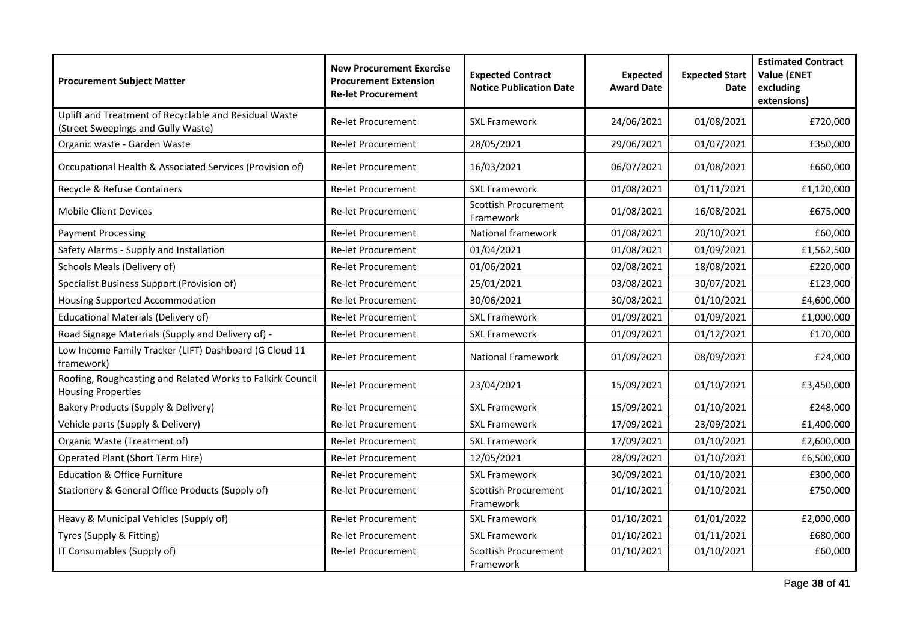| Procurement Subject Matter | New Procurement Exercise<br>Procurement Extension<br>Re-let Procurement | Expected Contract Notice Publication Date | Expected Award Date | Expected Start Date | Estimated Contract Value (£NET excluding extensions) |
|---|---|---|---|---|---|
| Uplift and Treatment of Recyclable and Residual Waste (Street Sweepings and Gully Waste) | Re-let Procurement | SXL Framework | 24/06/2021 | 01/08/2021 | £720,000 |
| Organic waste - Garden Waste | Re-let Procurement | 28/05/2021 | 29/06/2021 | 01/07/2021 | £350,000 |
| Occupational Health & Associated Services (Provision of) | Re-let Procurement | 16/03/2021 | 06/07/2021 | 01/08/2021 | £660,000 |
| Recycle & Refuse Containers | Re-let Procurement | SXL Framework | 01/08/2021 | 01/11/2021 | £1,120,000 |
| Mobile Client Devices | Re-let Procurement | Scottish Procurement Framework | 01/08/2021 | 16/08/2021 | £675,000 |
| Payment Processing | Re-let Procurement | National framework | 01/08/2021 | 20/10/2021 | £60,000 |
| Safety Alarms - Supply and Installation | Re-let Procurement | 01/04/2021 | 01/08/2021 | 01/09/2021 | £1,562,500 |
| Schools Meals (Delivery of) | Re-let Procurement | 01/06/2021 | 02/08/2021 | 18/08/2021 | £220,000 |
| Specialist Business Support (Provision of) | Re-let Procurement | 25/01/2021 | 03/08/2021 | 30/07/2021 | £123,000 |
| Housing Supported Accommodation | Re-let Procurement | 30/06/2021 | 30/08/2021 | 01/10/2021 | £4,600,000 |
| Educational Materials (Delivery of) | Re-let Procurement | SXL Framework | 01/09/2021 | 01/09/2021 | £1,000,000 |
| Road Signage Materials (Supply and Delivery of) - | Re-let Procurement | SXL Framework | 01/09/2021 | 01/12/2021 | £170,000 |
| Low Income Family Tracker (LIFT) Dashboard (G Cloud 11 framework) | Re-let Procurement | National Framework | 01/09/2021 | 08/09/2021 | £24,000 |
| Roofing, Roughcasting and Related Works to Falkirk Council Housing Properties | Re-let Procurement | 23/04/2021 | 15/09/2021 | 01/10/2021 | £3,450,000 |
| Bakery Products (Supply & Delivery) | Re-let Procurement | SXL Framework | 15/09/2021 | 01/10/2021 | £248,000 |
| Vehicle parts (Supply & Delivery) | Re-let Procurement | SXL Framework | 17/09/2021 | 23/09/2021 | £1,400,000 |
| Organic Waste (Treatment of) | Re-let Procurement | SXL Framework | 17/09/2021 | 01/10/2021 | £2,600,000 |
| Operated Plant (Short Term Hire) | Re-let Procurement | 12/05/2021 | 28/09/2021 | 01/10/2021 | £6,500,000 |
| Education & Office Furniture | Re-let Procurement | SXL Framework | 30/09/2021 | 01/10/2021 | £300,000 |
| Stationery & General Office Products (Supply of) | Re-let Procurement | Scottish Procurement Framework | 01/10/2021 | 01/10/2021 | £750,000 |
| Heavy & Municipal Vehicles (Supply of) | Re-let Procurement | SXL Framework | 01/10/2021 | 01/01/2022 | £2,000,000 |
| Tyres (Supply & Fitting) | Re-let Procurement | SXL Framework | 01/10/2021 | 01/11/2021 | £680,000 |
| IT Consumables (Supply of) | Re-let Procurement | Scottish Procurement Framework | 01/10/2021 | 01/10/2021 | £60,000 |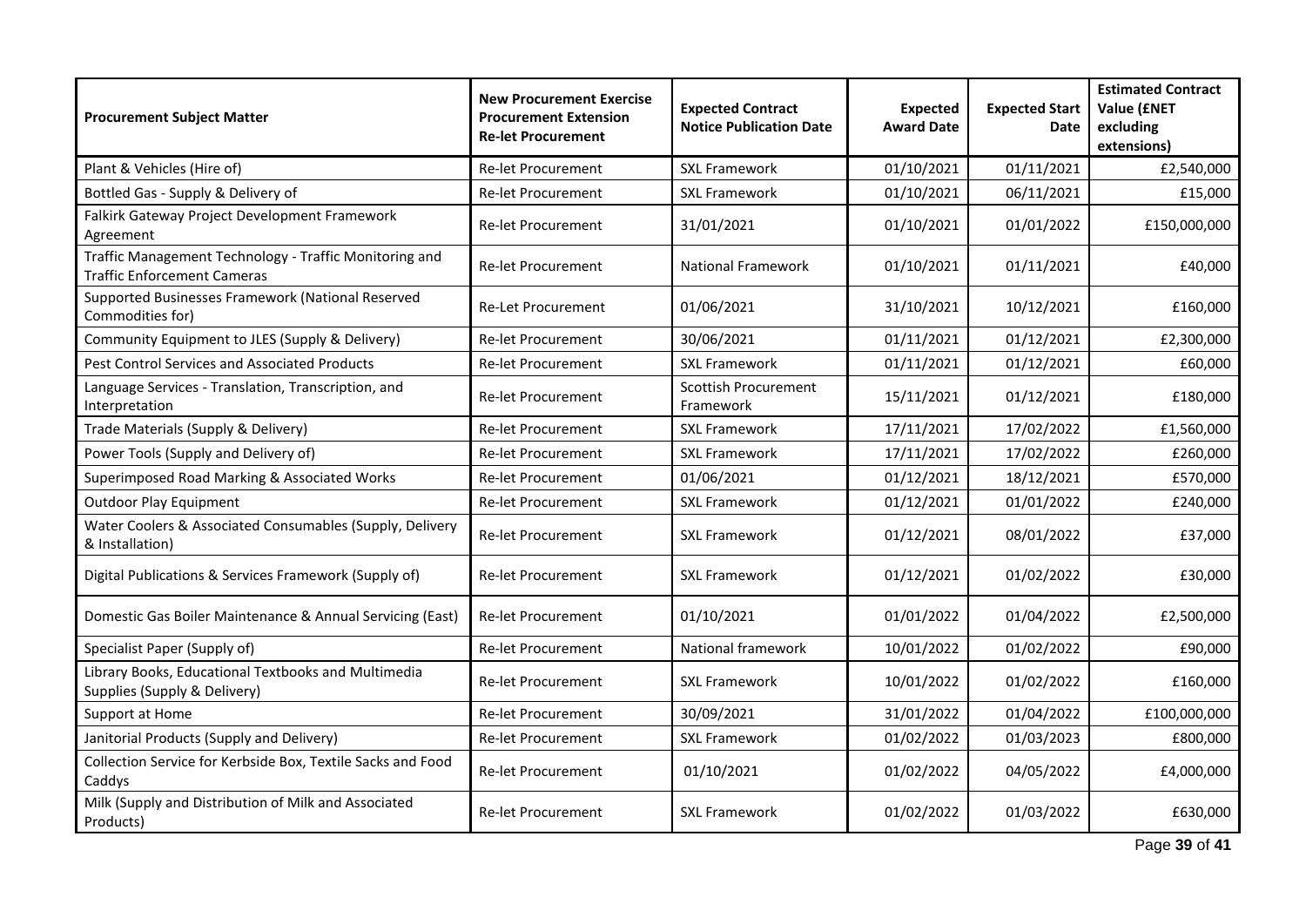| Procurement Subject Matter | New Procurement Exercise Procurement Extension Re-let Procurement | Expected Contract Notice Publication Date | Expected Award Date | Expected Start Date | Estimated Contract Value (£NET excluding extensions) |
|---|---|---|---|---|---|
| Plant & Vehicles (Hire of) | Re-let Procurement | SXL Framework | 01/10/2021 | 01/11/2021 | £2,540,000 |
| Bottled Gas - Supply & Delivery of | Re-let Procurement | SXL Framework | 01/10/2021 | 06/11/2021 | £15,000 |
| Falkirk Gateway Project Development Framework Agreement | Re-let Procurement | 31/01/2021 | 01/10/2021 | 01/01/2022 | £150,000,000 |
| Traffic Management Technology - Traffic Monitoring and Traffic Enforcement Cameras | Re-let Procurement | National Framework | 01/10/2021 | 01/11/2021 | £40,000 |
| Supported Businesses Framework (National Reserved Commodities for) | Re-Let Procurement | 01/06/2021 | 31/10/2021 | 10/12/2021 | £160,000 |
| Community Equipment to JLES (Supply & Delivery) | Re-let Procurement | 30/06/2021 | 01/11/2021 | 01/12/2021 | £2,300,000 |
| Pest Control Services and Associated Products | Re-let Procurement | SXL Framework | 01/11/2021 | 01/12/2021 | £60,000 |
| Language Services - Translation, Transcription, and Interpretation | Re-let Procurement | Scottish Procurement Framework | 15/11/2021 | 01/12/2021 | £180,000 |
| Trade Materials (Supply & Delivery) | Re-let Procurement | SXL Framework | 17/11/2021 | 17/02/2022 | £1,560,000 |
| Power Tools (Supply and Delivery of) | Re-let Procurement | SXL Framework | 17/11/2021 | 17/02/2022 | £260,000 |
| Superimposed Road Marking & Associated Works | Re-let Procurement | 01/06/2021 | 01/12/2021 | 18/12/2021 | £570,000 |
| Outdoor Play Equipment | Re-let Procurement | SXL Framework | 01/12/2021 | 01/01/2022 | £240,000 |
| Water Coolers & Associated Consumables (Supply, Delivery & Installation) | Re-let Procurement | SXL Framework | 01/12/2021 | 08/01/2022 | £37,000 |
| Digital Publications & Services Framework (Supply of) | Re-let Procurement | SXL Framework | 01/12/2021 | 01/02/2022 | £30,000 |
| Domestic Gas Boiler Maintenance & Annual Servicing (East) | Re-let Procurement | 01/10/2021 | 01/01/2022 | 01/04/2022 | £2,500,000 |
| Specialist Paper (Supply of) | Re-let Procurement | National framework | 10/01/2022 | 01/02/2022 | £90,000 |
| Library Books, Educational Textbooks and Multimedia Supplies (Supply & Delivery) | Re-let Procurement | SXL Framework | 10/01/2022 | 01/02/2022 | £160,000 |
| Support at Home | Re-let Procurement | 30/09/2021 | 31/01/2022 | 01/04/2022 | £100,000,000 |
| Janitorial Products (Supply and Delivery) | Re-let Procurement | SXL Framework | 01/02/2022 | 01/03/2023 | £800,000 |
| Collection Service for Kerbside Box, Textile Sacks and Food Caddys | Re-let Procurement | 01/10/2021 | 01/02/2022 | 04/05/2022 | £4,000,000 |
| Milk (Supply and Distribution of Milk and Associated Products) | Re-let Procurement | SXL Framework | 01/02/2022 | 01/03/2022 | £630,000 |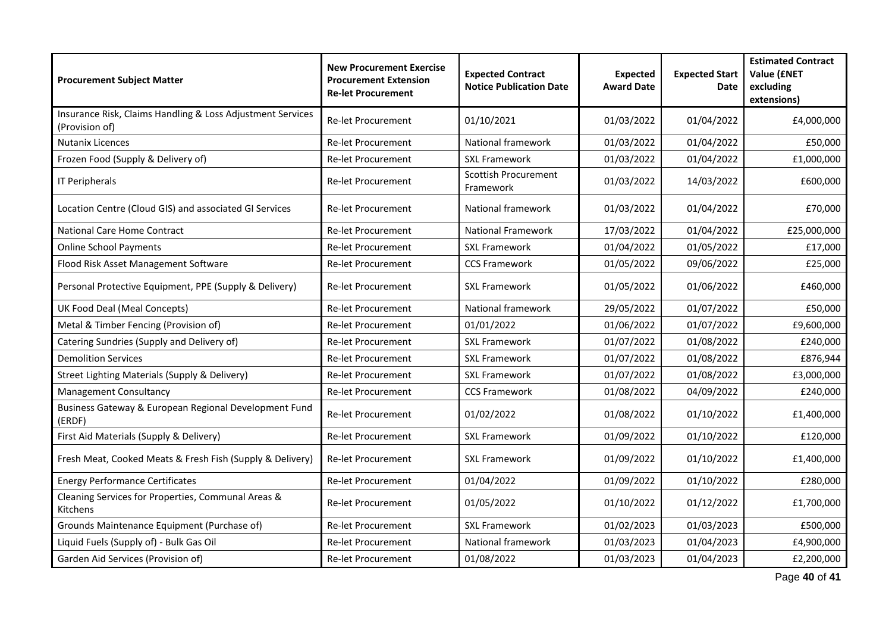| Procurement Subject Matter | New Procurement Exercise Procurement Extension Re-let Procurement | Expected Contract Notice Publication Date | Expected Award Date | Expected Start Date | Estimated Contract Value (£NET excluding extensions) |
|---|---|---|---|---|---|
| Insurance Risk, Claims Handling & Loss Adjustment Services (Provision of) | Re-let Procurement | 01/10/2021 | 01/03/2022 | 01/04/2022 | £4,000,000 |
| Nutanix Licences | Re-let Procurement | National framework | 01/03/2022 | 01/04/2022 | £50,000 |
| Frozen Food (Supply & Delivery of) | Re-let Procurement | SXL Framework | 01/03/2022 | 01/04/2022 | £1,000,000 |
| IT Peripherals | Re-let Procurement | Scottish Procurement Framework | 01/03/2022 | 14/03/2022 | £600,000 |
| Location Centre (Cloud GIS) and associated GI Services | Re-let Procurement | National framework | 01/03/2022 | 01/04/2022 | £70,000 |
| National Care Home Contract | Re-let Procurement | National Framework | 17/03/2022 | 01/04/2022 | £25,000,000 |
| Online School Payments | Re-let Procurement | SXL Framework | 01/04/2022 | 01/05/2022 | £17,000 |
| Flood Risk Asset Management Software | Re-let Procurement | CCS Framework | 01/05/2022 | 09/06/2022 | £25,000 |
| Personal Protective Equipment, PPE (Supply & Delivery) | Re-let Procurement | SXL Framework | 01/05/2022 | 01/06/2022 | £460,000 |
| UK Food Deal (Meal Concepts) | Re-let Procurement | National framework | 29/05/2022 | 01/07/2022 | £50,000 |
| Metal & Timber Fencing (Provision of) | Re-let Procurement | 01/01/2022 | 01/06/2022 | 01/07/2022 | £9,600,000 |
| Catering Sundries (Supply and Delivery of) | Re-let Procurement | SXL Framework | 01/07/2022 | 01/08/2022 | £240,000 |
| Demolition Services | Re-let Procurement | SXL Framework | 01/07/2022 | 01/08/2022 | £876,944 |
| Street Lighting Materials (Supply & Delivery) | Re-let Procurement | SXL Framework | 01/07/2022 | 01/08/2022 | £3,000,000 |
| Management Consultancy | Re-let Procurement | CCS Framework | 01/08/2022 | 04/09/2022 | £240,000 |
| Business Gateway & European Regional Development Fund (ERDF) | Re-let Procurement | 01/02/2022 | 01/08/2022 | 01/10/2022 | £1,400,000 |
| First Aid Materials (Supply & Delivery) | Re-let Procurement | SXL Framework | 01/09/2022 | 01/10/2022 | £120,000 |
| Fresh Meat, Cooked Meats & Fresh Fish (Supply & Delivery) | Re-let Procurement | SXL Framework | 01/09/2022 | 01/10/2022 | £1,400,000 |
| Energy Performance Certificates | Re-let Procurement | 01/04/2022 | 01/09/2022 | 01/10/2022 | £280,000 |
| Cleaning Services for Properties, Communal Areas & Kitchens | Re-let Procurement | 01/05/2022 | 01/10/2022 | 01/12/2022 | £1,700,000 |
| Grounds Maintenance Equipment (Purchase of) | Re-let Procurement | SXL Framework | 01/02/2023 | 01/03/2023 | £500,000 |
| Liquid Fuels (Supply of) - Bulk Gas Oil | Re-let Procurement | National framework | 01/03/2023 | 01/04/2023 | £4,900,000 |
| Garden Aid Services (Provision of) | Re-let Procurement | 01/08/2022 | 01/03/2023 | 01/04/2023 | £2,200,000 |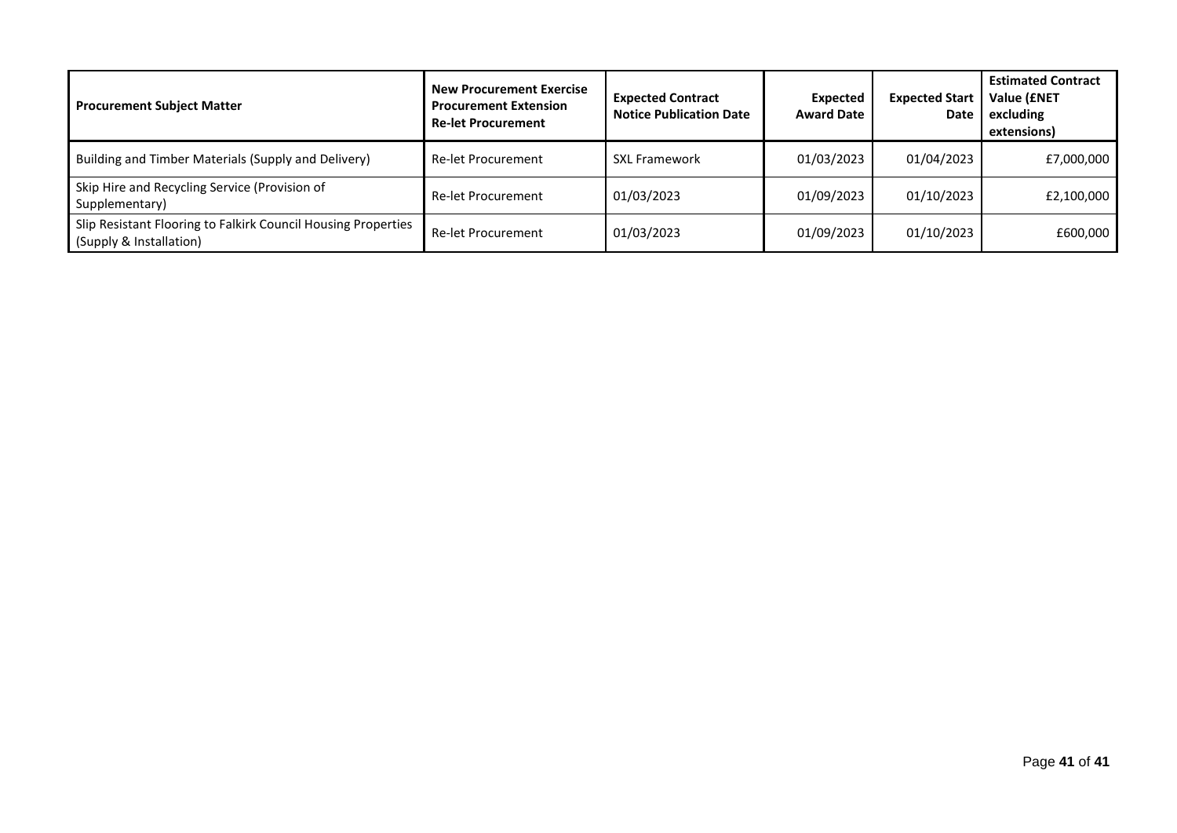| Procurement Subject Matter | New Procurement Exercise Procurement Extension Re-let Procurement | Expected Contract Notice Publication Date | Expected Award Date | Expected Start Date | Estimated Contract Value (£NET excluding extensions) |
|---|---|---|---|---|---|
| Building and Timber Materials (Supply and Delivery) | Re-let Procurement | SXL Framework | 01/03/2023 | 01/04/2023 | £7,000,000 |
| Skip Hire and Recycling Service (Provision of Supplementary) | Re-let Procurement | 01/03/2023 | 01/09/2023 | 01/10/2023 | £2,100,000 |
| Slip Resistant Flooring to Falkirk Council Housing Properties (Supply & Installation) | Re-let Procurement | 01/03/2023 | 01/09/2023 | 01/10/2023 | £600,000 |